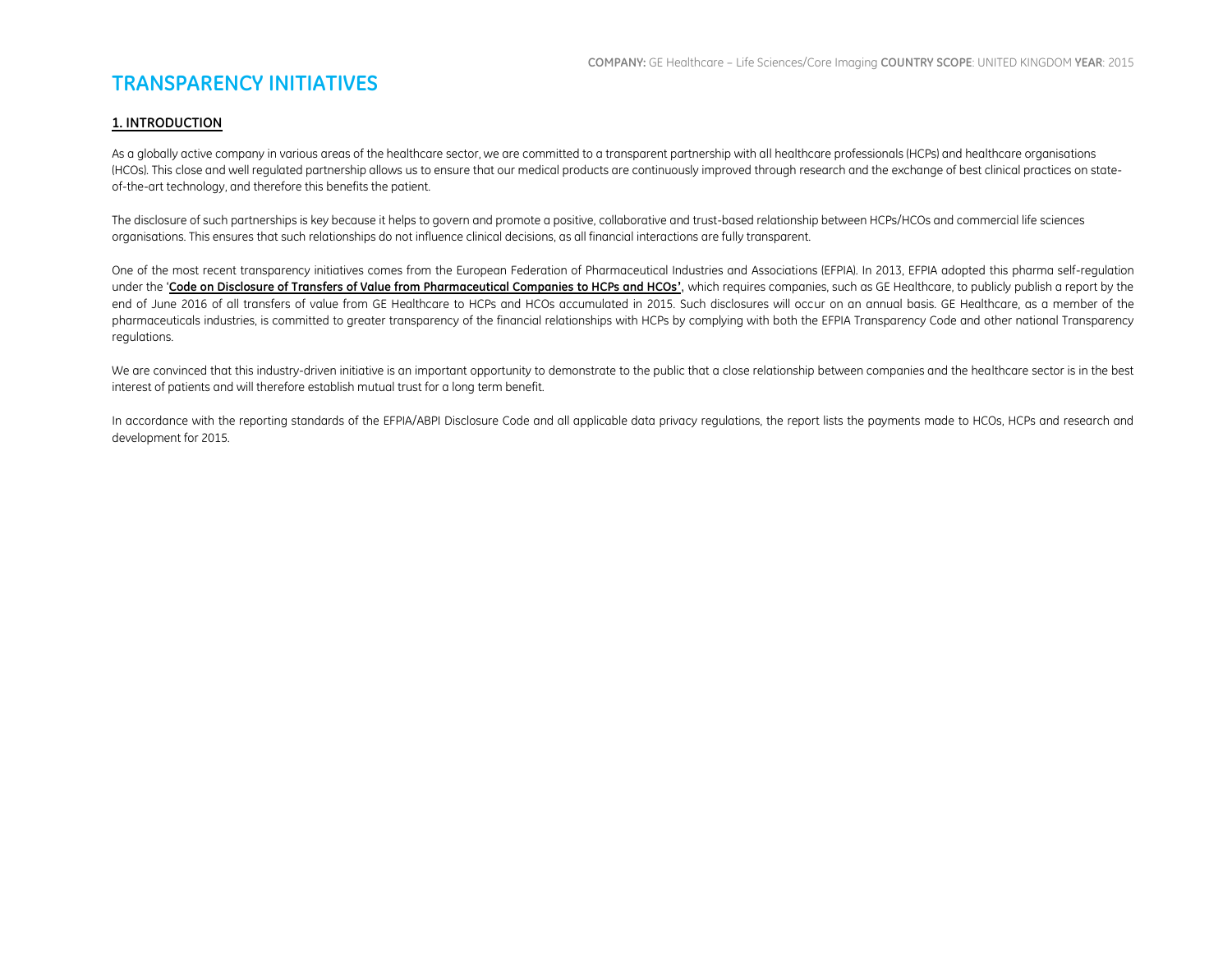**COMPANY:** GE Healthcare – Life Sciences/Core Imaging **COUNTRY SCOPE**: UNITED KINGDOM **YEAR**: 2015

# TRANSPARENCY INITIATIVES

## 1. INTRODUCTION

As a globally active company in various areas of the healthcare sector, we are committed to a transparent partnership with all healthcare professionals (HCPs) and healthcare organisations (HCOs). This close and well regulated partnership allows us to ensure that our medical products are continuously improved through research and the exchange of best clinical practices on state-of-the-art technology, and therefore this benefits the patient.

The disclosure of such partnerships is key because it helps to govern and promote a positive, collaborative and trust-based relationship between HCPs/HCOs and commercial life sciences organisations. This ensures that such relationships do not influence clinical decisions, as all financial interactions are fully transparent.

One of the most recent transparency initiatives comes from the European Federation of Pharmaceutical Industries and Associations (EFPIA). In 2013, EFPIA adopted this pharma self-regulation under the '**Code on Disclosure of Transfers of Value from Pharmaceutical Companies to HCPs and HCOs'**, which requires companies, such as GE Healthcare, to publicly publish a report by the end of June 2016 of all transfers of value from GE Healthcare to HCPs and HCOs accumulated in 2015. Such disclosures will occur on an annual basis. GE Healthcare, as a member of the pharmaceuticals industries, is committed to greater transparency of the financial relationships with HCPs by complying with both the EFPIA Transparency Code and other national Transparency regulations.

We are convinced that this industry-driven initiative is an important opportunity to demonstrate to the public that a close relationship between companies and the healthcare sector is in the best interest of patients and will therefore establish mutual trust for a long term benefit.

In accordance with the reporting standards of the EFPIA/ABPI Disclosure Code and all applicable data privacy regulations, the report lists the payments made to HCOs, HCPs and research and development for 2015.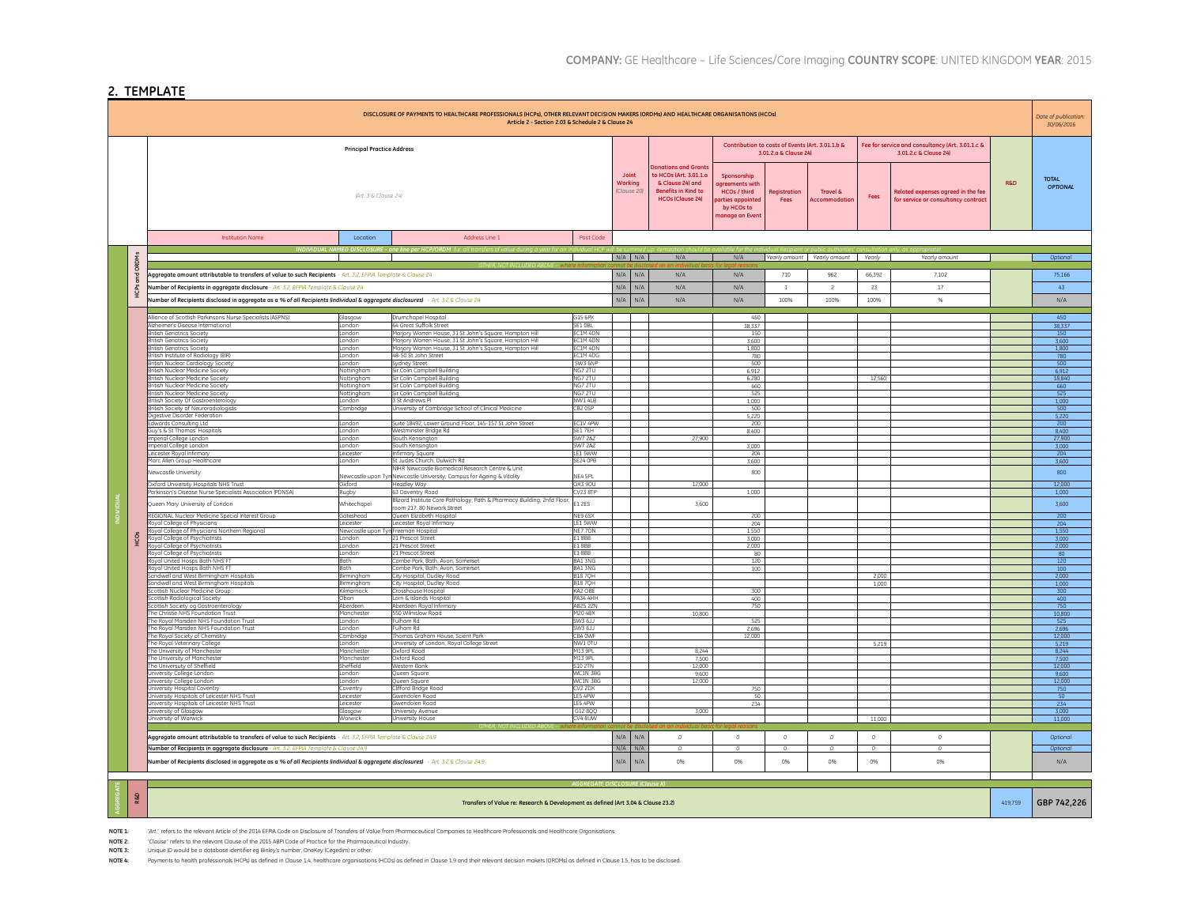## 2. TEMPLATE

**DISCLOSURE OF PAYMENTS TO HEALTHCARE PROFESSIONALS (HCPs), OTHER RELEVANT DECISION MAKERS (ORDMs) AND HEALTHCARE ORGANISATIONS (HCOs)**
Article 2 - Section 2.03 & Schedule 2 & Clause 24

*Date of publication: 30/06/2016*

| | Principal Practice Address (Art. 3 & Clause 24) | | | | Joint Working (Clause 20) | | Donations and Grants to HCOs (Art. 3.01.1.a & Clause 24) and Benefits in Kind to HCOs (Clause 24) | Contribution to costs of Events (Art. 3.01.1.b & 3.01.2.a & Clause 24) | | | Fee for service and consultancy (Art. 3.01.1.c & 3.01.2.c & Clause 24) | | R&D | TOTAL *OPTIONAL* |
|---|---|---|---|---|---|---|---|---|---|---|---|---|---|---|
| | Institution Name | Location | Address Line 1 | Post Code | | | | Sponsorship agreements with HCOs / third parties appointed by HCOs to manage an Event | Registration Fees | Travel & Accommodation | Fees | Related expenses agreed in the fee for service or consultancy contract | | |
| INDIVIDUAL | INDIVIDUAL NAMED DISCLOSURE - one line per HCP/ORDM (i.e. all transfers of value during a year for an individual HCP will be summed up: itemization should be available for the individual Recipient or public authorities' consultation only, as appropriate) | | | | | | | | | | | | | |
| HCPs and ORDMs | | | | | N/A | N/A | N/A | N/A | Yearly amount | Yearly amount | Yearly | Yearly amount | | Optional |
| | OTHER, NOT INCLUDED ABOVE - where information cannot be disclosed on an individual basis for legal reasons | | | | | | | | | | | | | |
| | Aggregate amount attributable to transfers of value to such Recipients - Art. 3.2, EFPIA Template & Clause 24 | | | | N/A | N/A | N/A | N/A | 710 | 962 | 66,392 | 7,102 | | 75,166 |
| | Number of Recipients in aggregate disclosure - Art. 3.2, EFPIA Template & Clause 24 | | | | N/A | N/A | N/A | N/A | 1 | 2 | 23 | 17 | | 43 |
| | Number of Recipients disclosed in aggregate as a % of all Recipients (individual & aggregate disclosures) - Art. 3.2 & Clause 24 | | | | N/A | N/A | N/A | N/A | 100% | 100% | 100% | % | | N/A |
| HCOs | Alliance of Scottish Parkinsons Nurse Specialists (ASPNS) | Glasgow | Drumchapel Hospital | G15 6PX | | | | 450 | | | | | | 450 |
| HCOs | Alzheimer's Disease International | London | 64 Great Suffolk Street | SE1 0BL | | | | 38,337 | | | | | | 38,337 |
| HCOs | British Geriatrics Society | London | Marjory Warren House, 31 St John's Square, Hampton Hill | EC1M 4DN | | | | 150 | | | | | | 150 |
| HCOs | British Geriatrics Society | London | Marjory Warren House, 31 St John's Square, Hampton Hill | EC1M 4DN | | | | 3,600 | | | | | | 3,600 |
| HCOs | British Geriatrics Society | London | Marjory Warren House, 31 St John's Square, Hampton Hill | EC1M 4DN | | | | 1,800 | | | | | | 1,800 |
| HCOs | British Institute of Radiology (BIR) | London | 48-50 St John Street | EC1M 4DG | | | | 780 | | | | | | 780 |
| HCOs | British Nuclear Cardiology Society | London | Sydney Street | SW3 6NP | | | | 500 | | | | | | 500 |
| HCOs | British Nuclear Medicine Society | Nottingham | Sir Colin Campbell Building | NG7 2TU | | | | 6,912 | | | | | | 6,912 |
| HCOs | British Nuclear Medicine Society | Nottingham | Sir Colin Campbell Building | NG7 2TU | | | | 6,280 | | | 12,560 | | | 18,840 |
| HCOs | British Nuclear Medicine Society | Nottingham | Sir Colin Campbell Building | NG7 2TU | | | | 660 | | | | | | 660 |
| HCOs | British Nuclear Medicine Society | Nottingham | Sir Colin Campbell Building | NG7 2TU | | | | 525 | | | | | | 525 |
| HCOs | British Society Of Gastroenterology | London | 3 St Andrews Pl | NW1 4LB | | | | 1,000 | | | | | | 1,000 |
| HCOs | British Society of Neuroradiologists | Cambridge | University of Cambridge School of Clinical Medicine | CB2 0SP | | | | 500 | | | | | | 500 |
| HCOs | Digestive Disorder Federation | | | | | | | 5,220 | | | | | | 5,220 |
| HCOs | Edwards Consulting Ltd | London | Suite 1B492, Lower Ground Floor, 145-157 St John Street | EC1V 4PW | | | | 200 | | | | | | 200 |
| HCOs | Guy's & St Thomas' Hospitals | London | Westminster Bridge Rd | SE1 7EH | | | | 8,400 | | | | | | 8,400 |
| HCOs | Imperial College London | London | South Kensington | SW7 2AZ | | | 27,900 | | | | | | | 27,900 |
| HCOs | Imperial College London | London | South Kensington | SW7 2AZ | | | | 3,000 | | | | | | 3,000 |
| HCOs | Leicester Royal Infirmary | Leicester | Infirmary Square | LE1 5WW | | | | 204 | | | | | | 204 |
| HCOs | Marc Allen Group Healthcare | London | St Judes Church, Dulwich Rd | SE24 0PB | | | | 3,600 | | | | | | 3,600 |
| HCOs | Newcastle University | Newcastle upon Tyne | NIHR Newcastle Biomedical Research Centre & Unit Newcastle University, Campus for Ageing & Vitality | NE4 5PL | | | | 800 | | | | | | 800 |
| HCOs | Oxford University Hospitals NHS Trust | Oxford | Headley Way | OX3 9DU | | | 12,000 | | | | | | | 12,000 |
| HCOs | Parkinson's Disease Nurse Specialists Association (PDNSA) | Rugby | 63 Daventry Road | CV23 8TP | | | | 1,000 | | | | | | 1,000 |
| HCOs | Queen Mary University of London | Whitechapel | Blizard Institute Core Pathology, Path & Pharmacy Building, 2nfd Floor, room 217, 80 Newark Street | E1 2ES | | | 3,600 | | | | | | | 3,600 |
| HCOs | REGIONAL Nuclear Medicine Special Interest Group | Gateshead | Queen Elizabeth Hospital | NE9 6SX | | | | 200 | | | | | | 200 |
| HCOs | Royal College of Physicians | Leicester | Leicester Royal Infirmary | LE1 5WW | | | | 204 | | | | | | 204 |
| HCOs | Royal College of Physicians Northern Regional | Newcastle upon Tyne | Freeman Hospital | NE7 7DN | | | | 1,550 | | | | | | 1,550 |
| HCOs | Royal College of Psychiatrists | London | 21 Prescot Street | E1 8BB | | | | 3,000 | | | | | | 3,000 |
| HCOs | Royal College of Psychiatrists | London | 21 Prescot Street | E1 8BB | | | | 2,000 | | | | | | 2,000 |
| HCOs | Royal College of Psychiatrists | London | 21 Prescot Street | E1 8BB | | | | 80 | | | | | | 80 |
| HCOs | Royal United Hosps Bath NHS FT | Bath | Combe Park, Bath, Avon, Somerset | BA1 3NG | | | | 120 | | | | | | 120 |
| HCOs | Royal United Hosps Bath NHS FT | Bath | Combe Park, Bath, Avon, Somerset | BA1 3NG | | | | 100 | | | | | | 100 |
| HCOs | Sandwell and West Birmingham Hospitals | Birmingham | City Hospital, Dudley Road | B18 7QH | | | | | | | 2,000 | | | 2,000 |
| HCOs | Sandwell and West Birmingham Hospitals | Birmingham | City Hospital, Dudley Road | B18 7QH | | | | | | | 1,000 | | | 1,000 |
| HCOs | Scottish Nuclear Medicine Group | Kilmarnock | Crosshouse Hospital | KA2 0BE | | | | 300 | | | | | | 300 |
| HCOs | Scottish Radiological Society | Oban | Lorn & Islands Hospital | PA34 4HH | | | | 400 | | | | | | 400 |
| HCOs | Scottish Society og Gastroenterology | Aberdeen | Aberdeen Royal Infirmary | AB25 2ZN | | | | 750 | | | | | | 750 |
| HCOs | The Christie NHS Foundation Trust | Manchester | 550 Wilmslow Road | M20 4BX | | | 10,800 | | | | | | | 10,800 |
| HCOs | The Royal Marsden NHS Foundation Trust | London | Fulham Rd | SW3 6JJ | | | | 525 | | | | | | 525 |
| HCOs | The Royal Marsden NHS Foundation Trust | London | Fulham Rd | SW3 6JJ | | | | 2,696 | | | | | | 2,696 |
| HCOs | The Royal Society of Chemistry | Cambridge | Thomas Graham House, Scient Park | CB4 0WF | | | | 12,000 | | | | | | 12,000 |
| HCOs | The Royal Veterinary College | London | University of London, Royal College Street | NW1 0TU | | | | | | | 5,219 | | | 5,219 |
| HCOs | The University of Manchester | Manchester | Oxford Road | M13 9PL | | | 8,244 | | | | | | | 8,244 |
| HCOs | The University of Manchester | Manchester | Oxford Road | M13 9PL | | | 7,500 | | | | | | | 7,500 |
| HCOs | The University of Sheffield | Sheffield | Western Bank | S10 2TN | | | 12,000 | | | | | | | 12,000 |
| HCOs | University College London | London | Queen Square | WC1N 3BG | | | 9,600 | | | | | | | 9,600 |
| HCOs | University College London | London | Queen Square | WC1N 3BG | | | 12,000 | | | | | | | 12,000 |
| HCOs | University Hospital Coventry | Coventry | Clifford Bridge Road | CV2 2DX | | | | 750 | | | | | | 750 |
| HCOs | University Hospitals of Leicester NHS Trust | Leicester | Gwendolen Road | LE5 4PW | | | | 50 | | | | | | 50 |
| HCOs | University Hospitals of Leicester NHS Trust | Leicester | Gwendolen Road | LE5 4PW | | | | 234 | | | | | | 234 |
| HCOs | University of Glasgow | Glasgow | University Avenue | G12 8QQ | | | 3,000 | | | | | | | 3,000 |
| HCOs | University of Warwick | Warwick | University House | CV4 8UW | | | | | | | 11,000 | | | 11,000 |
| | OTHER, NOT INCLUDED ABOVE - where information cannot be disclosed on an individual basis for legal reasons | | | | | | | | | | | | | |
| | Aggregate amount attributable to transfers of value to such Recipients - Art. 3.2, EFPIA Template & Clause 24.9 | | | | N/A | N/A | 0 | 0 | 0 | 0 | 0 | 0 | | Optional |
| | Number of Recipients in aggregate disclosure - Art. 3.2, EFPIA Template & Clause 24.9 | | | | N/A | N/A | 0 | 0 | 0 | 0 | 0 | 0 | | Optional |
| | Number of Recipients disclosed in aggregate as a % of all Recipients (individual & aggregate disclosures) - Art. 3.2 & Clause 24.9 | | | | N/A | N/A | 0% | 0% | 0% | 0% | 0% | 0% | | N/A |
| AGGREGATE | AGGREGATE DISCLOSURE (Clause X) | | | | | | | | | | | | | |
| R&D | Transfers of Value re: Research & Development as defined (Art 3.04 & Clause 23.2) | | | | | | | | | | | | 419,759 | GBP 742,226 |

**NOTE 1:** 'Art.' refers to the relevant Article of the 2014 EFPIA Code on Disclosure of Transfers of Value from Pharmaceutical Companies to Healthcare Professionals and Healthcare Organisations

**NOTE 2:** 'Clause' refers to the relevant Clause of the 2015 ABPI Code of Practice for the Pharmaceutical Industry.

**NOTE 3:** Unique ID would be a database identifier eg Binley's number, OneKey (Cegedim) or other.

**NOTE 4:** Payments to health professionals (HCPs) as defined in Clause 1.4, healthcare organisations (HCOs) as defined in Clause 1.9 and their relevant decision makers (ORDMs) as defined in Clause 1.5, has to be disclosed.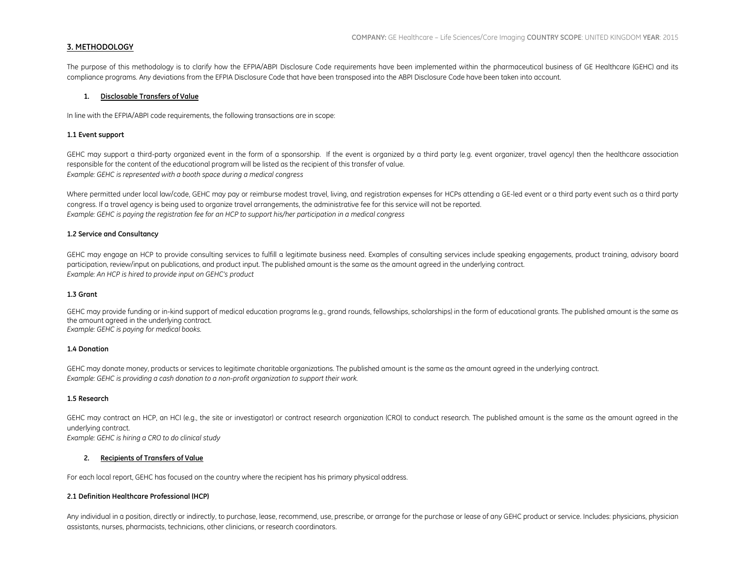## 3. METHODOLOGY

The purpose of this methodology is to clarify how the EFPIA/ABPI Disclosure Code requirements have been implemented within the pharmaceutical business of GE Healthcare (GEHC) and its compliance programs. Any deviations from the EFPIA Disclosure Code that have been transposed into the ABPI Disclosure Code have been taken into account.

### 1. Disclosable Transfers of Value

In line with the EFPIA/ABPI code requirements, the following transactions are in scope:

#### 1.1 Event support

GEHC may support a third-party organized event in the form of a sponsorship. If the event is organized by a third party (e.g. event organizer, travel agency) then the healthcare association responsible for the content of the educational program will be listed as the recipient of this transfer of value.
*Example: GEHC is represented with a booth space during a medical congress*

Where permitted under local law/code, GEHC may pay or reimburse modest travel, living, and registration expenses for HCPs attending a GE-led event or a third party event such as a third party congress. If a travel agency is being used to organize travel arrangements, the administrative fee for this service will not be reported.
*Example: GEHC is paying the registration fee for an HCP to support his/her participation in a medical congress*

#### 1.2 Service and Consultancy

GEHC may engage an HCP to provide consulting services to fulfill a legitimate business need. Examples of consulting services include speaking engagements, product training, advisory board participation, review/input on publications, and product input. The published amount is the same as the amount agreed in the underlying contract.
*Example: An HCP is hired to provide input on GEHC's product*

#### 1.3 Grant

GEHC may provide funding or in-kind support of medical education programs (e.g., grand rounds, fellowships, scholarships) in the form of educational grants. The published amount is the same as the amount agreed in the underlying contract.
*Example: GEHC is paying for medical books.*

#### 1.4 Donation

GEHC may donate money, products or services to legitimate charitable organizations. The published amount is the same as the amount agreed in the underlying contract.
*Example: GEHC is providing a cash donation to a non-profit organization to support their work.*

#### 1.5 Research

GEHC may contract an HCP, an HCI (e.g., the site or investigator) or contract research organization (CRO) to conduct research. The published amount is the same as the amount agreed in the underlying contract.
*Example: GEHC is hiring a CRO to do clinical study*

### 2. Recipients of Transfers of Value

For each local report, GEHC has focused on the country where the recipient has his primary physical address.

#### 2.1 Definition Healthcare Professional (HCP)

Any individual in a position, directly or indirectly, to purchase, lease, recommend, use, prescribe, or arrange for the purchase or lease of any GEHC product or service. Includes: physicians, physician assistants, nurses, pharmacists, technicians, other clinicians, or research coordinators.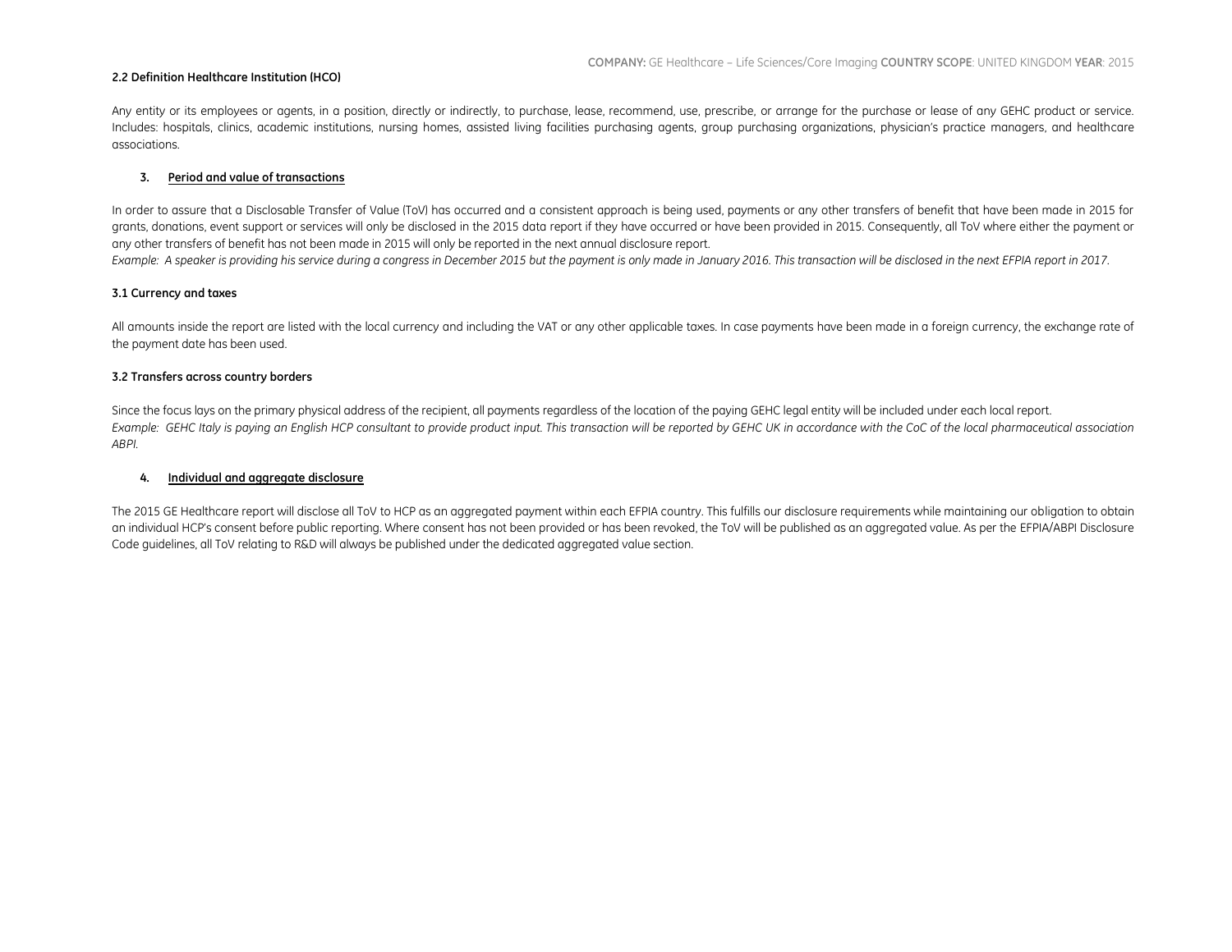### 2.2 Definition Healthcare Institution (HCO)

Any entity or its employees or agents, in a position, directly or indirectly, to purchase, lease, recommend, use, prescribe, or arrange for the purchase or lease of any GEHC product or service. Includes: hospitals, clinics, academic institutions, nursing homes, assisted living facilities purchasing agents, group purchasing organizations, physician's practice managers, and healthcare associations.

## 3. Period and value of transactions

In order to assure that a Disclosable Transfer of Value (ToV) has occurred and a consistent approach is being used, payments or any other transfers of benefit that have been made in 2015 for grants, donations, event support or services will only be disclosed in the 2015 data report if they have occurred or have been provided in 2015. Consequently, all ToV where either the payment or any other transfers of benefit has not been made in 2015 will only be reported in the next annual disclosure report.

*Example: A speaker is providing his service during a congress in December 2015 but the payment is only made in January 2016. This transaction will be disclosed in the next EFPIA report in 2017.*

### 3.1 Currency and taxes

All amounts inside the report are listed with the local currency and including the VAT or any other applicable taxes. In case payments have been made in a foreign currency, the exchange rate of the payment date has been used.

### 3.2 Transfers across country borders

Since the focus lays on the primary physical address of the recipient, all payments regardless of the location of the paying GEHC legal entity will be included under each local report.

*Example: GEHC Italy is paying an English HCP consultant to provide product input. This transaction will be reported by GEHC UK in accordance with the CoC of the local pharmaceutical association ABPI.*

## 4. Individual and aggregate disclosure

The 2015 GE Healthcare report will disclose all ToV to HCP as an aggregated payment within each EFPIA country. This fulfills our disclosure requirements while maintaining our obligation to obtain an individual HCP's consent before public reporting. Where consent has not been provided or has been revoked, the ToV will be published as an aggregated value. As per the EFPIA/ABPI Disclosure Code guidelines, all ToV relating to R&D will always be published under the dedicated aggregated value section.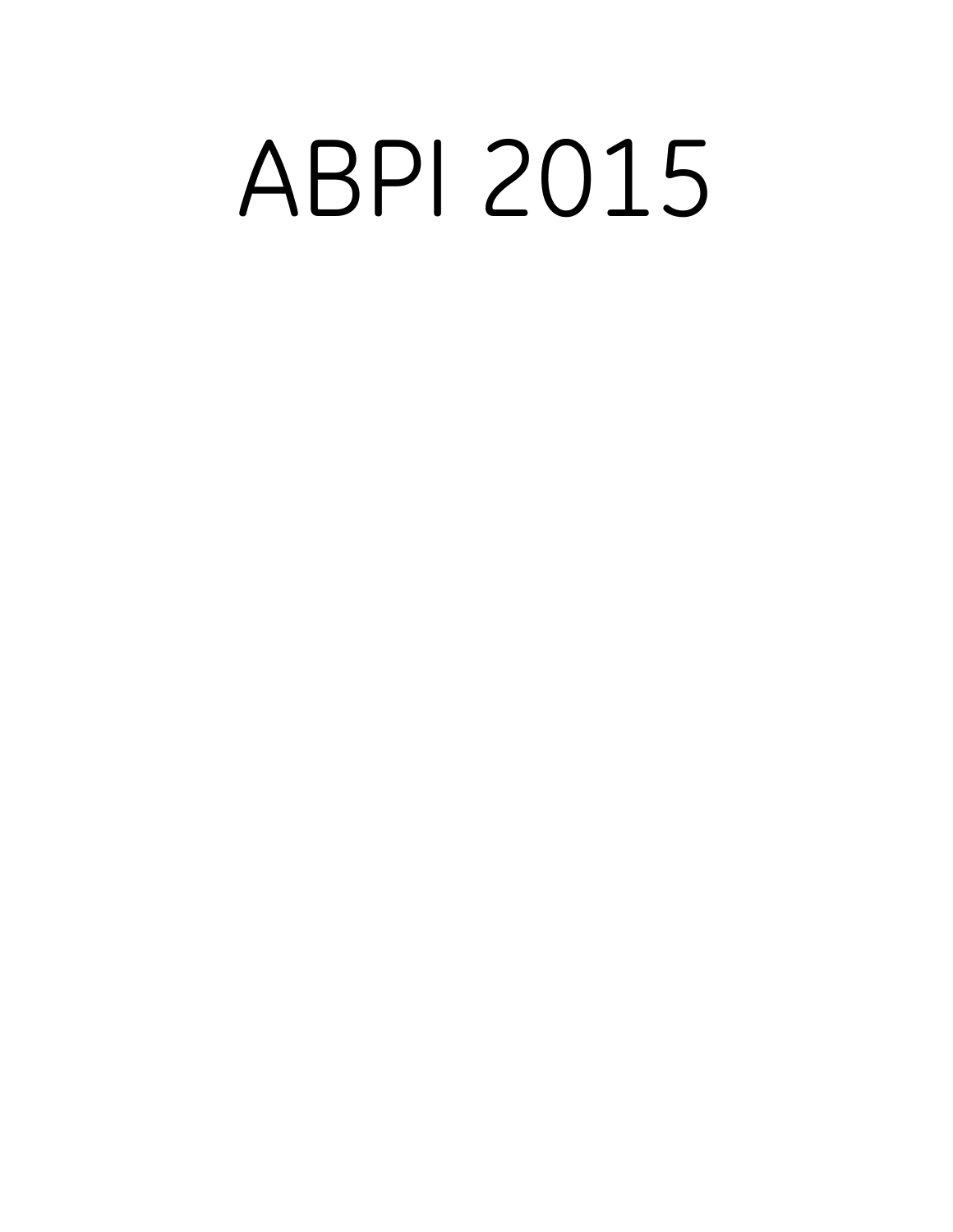# ABPI 2015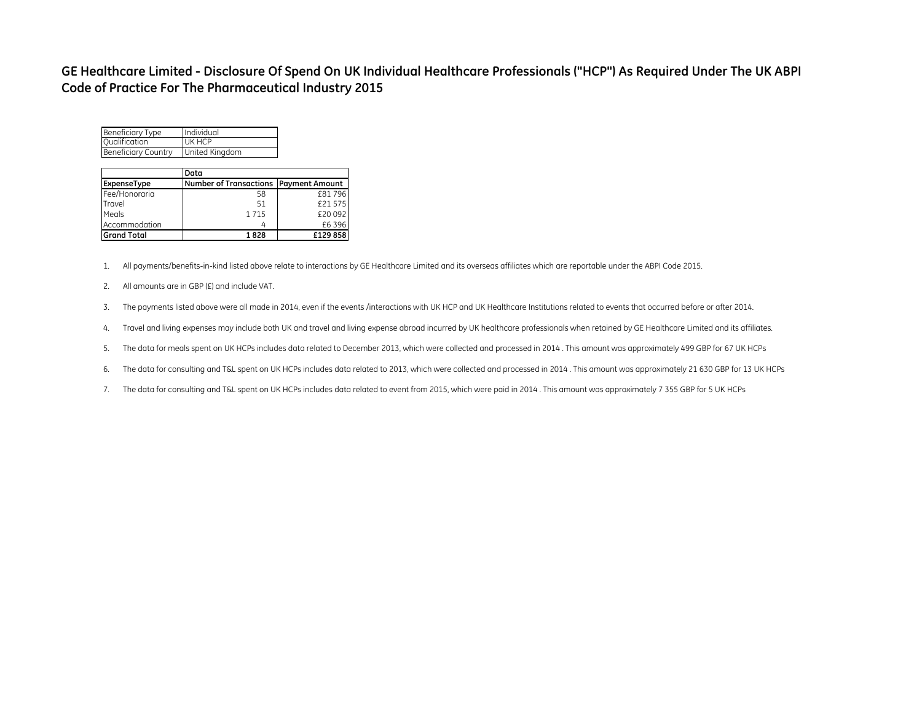# GE Healthcare Limited - Disclosure Of Spend On UK Individual Healthcare Professionals ("HCP") As Required Under The UK ABPI Code of Practice For The Pharmaceutical Industry 2015

| Beneficiary Type | Individual |
|---|---|
| Qualification | UK HCP |
| Beneficiary Country | United Kingdom |

| | Data | |
|---|---|---|
| **ExpenseType** | **Number of Transactions** | **Payment Amount** |
| Fee/Honoraria | 58 | £81 796 |
| Travel | 51 | £21 575 |
| Meals | 1 715 | £20 092 |
| Accommodation | 4 | £6 396 |
| **Grand Total** | **1 828** | **£129 858** |

1. All payments/benefits-in-kind listed above relate to interactions by GE Healthcare Limited and its overseas affiliates which are reportable under the ABPI Code 2015.

2. All amounts are in GBP (£) and include VAT.

3. The payments listed above were all made in 2014, even if the events /interactions with UK HCP and UK Healthcare Institutions related to events that occurred before or after 2014.

4. Travel and living expenses may include both UK and travel and living expense abroad incurred by UK healthcare professionals when retained by GE Healthcare Limited and its affiliates.

5. The data for meals spent on UK HCPs includes data related to December 2013, which were collected and processed in 2014 . This amount was approximately 499 GBP for 67 UK HCPs

6. The data for consulting and T&L spent on UK HCPs includes data related to 2013, which were collected and processed in 2014 . This amount was approximately 21 630 GBP for 13 UK HCPs

7. The data for consulting and T&L spent on UK HCPs includes data related to event from 2015, which were paid in 2014 . This amount was approximately 7 355 GBP for 5 UK HCPs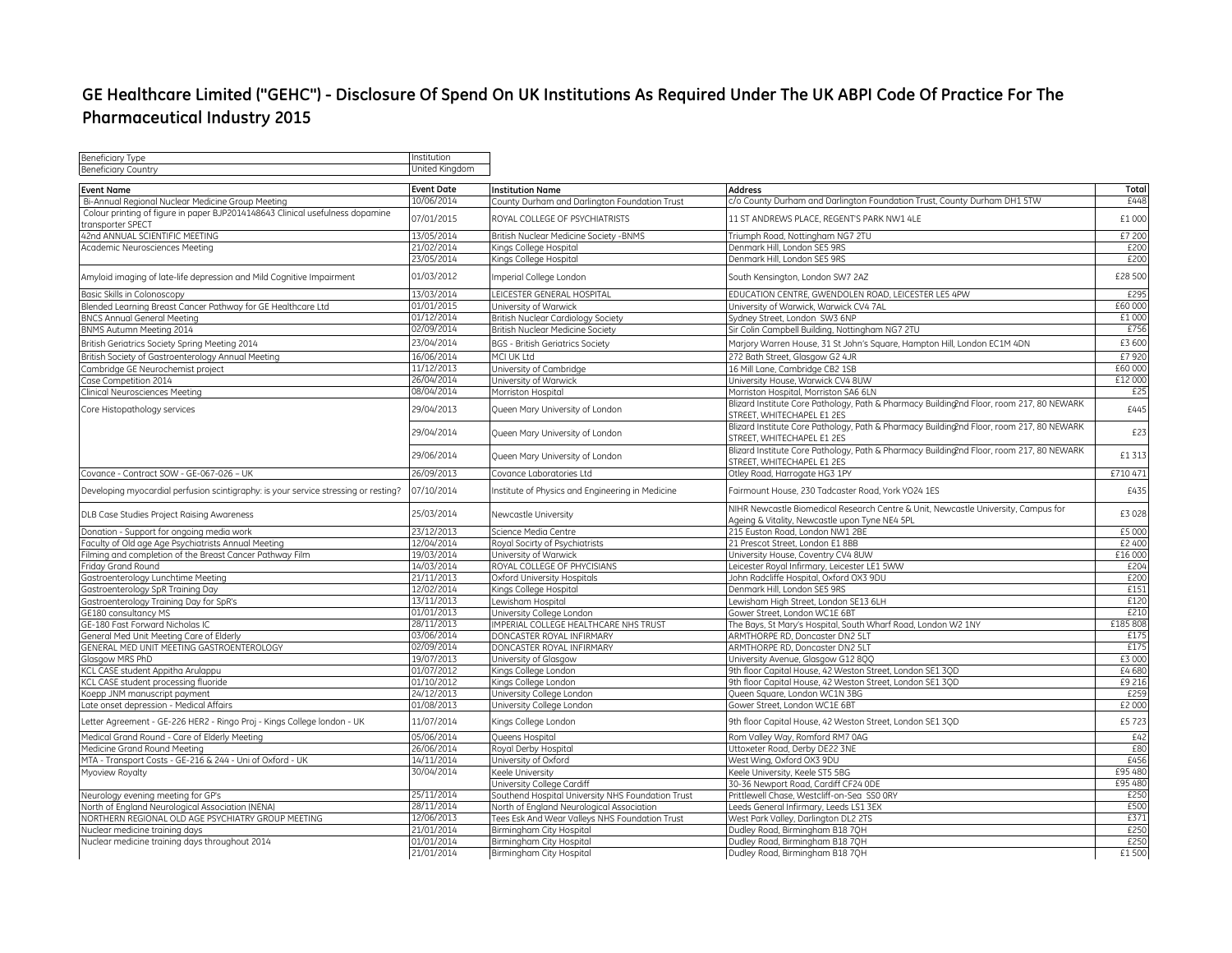# GE Healthcare Limited ("GEHC") - Disclosure Of Spend On UK Institutions As Required Under The UK ABPI Code Of Practice For The Pharmaceutical Industry 2015

| Beneficiary Type | Institution |
|---|---|
| Beneficiary Country | United Kingdom |

| Event Name | Event Date | Institution Name | Address | Total |
|---|---|---|---|---|
| Bi-Annual Regional Nuclear Medicine Group Meeting | 10/06/2014 | County Durham and Darlington Foundation Trust | c/o County Durham and Darlington Foundation Trust, County Durham DH1 5TW | £448 |
| Colour printing of figure in paper BJP2014148643 Clinical usefulness dopamine transporter SPECT | 07/01/2015 | ROYAL COLLEGE OF PSYCHIATRISTS | 11 ST ANDREWS PLACE, REGENT'S PARK NW1 4LE | £1 000 |
| 42nd ANNUAL SCIENTIFIC MEETING | 13/05/2014 | British Nuclear Medicine Society -BNMS | Triumph Road, Nottingham NG7 2TU | £7 200 |
| Academic Neurosciences Meeting | 21/02/2014 | Kings College Hospital | Denmark Hill, London SE5 9RS | £200 |
| | 23/05/2014 | Kings College Hospital | Denmark Hill, London SE5 9RS | £200 |
| Amyloid imaging of late-life depression and Mild Cognitive Impairment | 01/03/2012 | Imperial College London | South Kensington, London SW7 2AZ | £28 500 |
| Basic Skills in Colonoscopy | 13/03/2014 | LEICESTER GENERAL HOSPITAL | EDUCATION CENTRE, GWENDOLEN ROAD, LEICESTER LE5 4PW | £295 |
| Blended Learning Breast Cancer Pathway for GE Healthcare Ltd | 01/01/2015 | University of Warwick | University of Warwick, Warwick CV4 7AL | £60 000 |
| BNCS Annual General Meeting | 01/12/2014 | British Nuclear Cardiology Society | Sydney Street, London SW3 6NP | £1 000 |
| BNMS Autumn Meeting 2014 | 02/09/2014 | British Nuclear Medicine Society | Sir Colin Campbell Building, Nottingham NG7 2TU | £756 |
| British Geriatrics Society Spring Meeting 2014 | 23/04/2014 | BGS - British Geriatrics Society | Marjory Warren House, 31 St John's Square, Hampton Hill, London EC1M 4DN | £3 600 |
| British Society of Gastroenterology Annual Meeting | 16/06/2014 | MCI UK Ltd | 272 Bath Street, Glasgow G2 4JR | £7 920 |
| Cambridge GE Neurochemist project | 11/12/2013 | University of Cambridge | 16 Mill Lane, Cambridge CB2 1SB | £60 000 |
| Case Competition 2014 | 26/04/2014 | University of Warwick | University House, Warwick CV4 8UW | £12 000 |
| Clinical Neurosciences Meeting | 08/04/2014 | Morriston Hospital | Morriston Hospital, Morriston SA6 6LN | £25 |
| Core Histopathology services | 29/04/2013 | Queen Mary University of London | Blizard Institute Core Pathology, Path & Pharmacy Building2nd Floor, room 217, 80 NEWARK STREET, WHITECHAPEL E1 2ES | £445 |
| | 29/04/2014 | Queen Mary University of London | Blizard Institute Core Pathology, Path & Pharmacy Building2nd Floor, room 217, 80 NEWARK STREET, WHITECHAPEL E1 2ES | £23 |
| | 29/06/2014 | Queen Mary University of London | Blizard Institute Core Pathology, Path & Pharmacy Building2nd Floor, room 217, 80 NEWARK STREET, WHITECHAPEL E1 2ES | £1 313 |
| Covance - Contract SOW - GE-067-026 – UK | 26/09/2013 | Covance Laboratories Ltd | Otley Road, Harrogate HG3 1PY | £710 471 |
| Developing myocardial perfusion scintigraphy: is your service stressing or resting? | 07/10/2014 | Institute of Physics and Engineering in Medicine | Fairmount House, 230 Tadcaster Road, York YO24 1ES | £435 |
| DLB Case Studies Project Raising Awareness | 25/03/2014 | Newcastle University | NIHR Newcastle Biomedical Research Centre & Unit, Newcastle University, Campus for Ageing & Vitality, Newcastle upon Tyne NE4 5PL | £3 028 |
| Donation - Support for ongoing media work | 23/12/2013 | Science Media Centre | 215 Euston Road, London NW1 2BE | £5 000 |
| Faculty of Old age Age Psychiatrists Annual Meeting | 12/04/2014 | Royal Socirty of Psychiatrists | 21 Prescot Street, London E1 8BB | £2 400 |
| Filming and completion of the Breast Cancer Pathway Film | 19/03/2014 | University of Warwick | University House, Coventry CV4 8UW | £16 000 |
| Friday Grand Round | 14/03/2014 | ROYAL COLLEGE OF PHYCISIANS | Leicester Royal Infirmary, Leicester LE1 5WW | £204 |
| Gastroenterology Lunchtime Meeting | 21/11/2013 | Oxford University Hospitals | John Radcliffe Hospital, Oxford OX3 9DU | £200 |
| Gastroenterology SpR Training Day | 12/02/2014 | Kings College Hospital | Denmark Hill, London SE5 9RS | £151 |
| Gastroenterology Training Day for SpR's | 13/11/2013 | Lewisham Hospital | Lewisham High Street, London SE13 6LH | £120 |
| GE180 consultancy MS | 01/01/2013 | University College London | Gower Street, London WC1E 6BT | £210 |
| GE-180 Fast Forward Nicholas IC | 28/11/2013 | IMPERIAL COLLEGE HEALTHCARE NHS TRUST | The Bays, St Mary's Hospital, South Wharf Road, London W2 1NY | £185 808 |
| General Med Unit Meeting Care of Elderly | 03/06/2014 | DONCASTER ROYAL INFIRMARY | ARMTHORPE RD, Doncaster DN2 5LT | £175 |
| GENERAL MED UNIT MEETING GASTROENTEROLOGY | 02/09/2014 | DONCASTER ROYAL INFIRMARY | ARMTHORPE RD, Doncaster DN2 5LT | £175 |
| Glasgow MRS PhD | 19/07/2013 | University of Glasgow | University Avenue, Glasgow G12 8QQ | £3 000 |
| KCL CASE student Appitha Arulappu | 01/07/2012 | Kings College London | 9th floor Capital House, 42 Weston Street, London SE1 3QD | £4 680 |
| KCL CASE student processing fluoride | 01/10/2012 | Kings College London | 9th floor Capital House, 42 Weston Street, London SE1 3QD | £9 216 |
| Koepp JNM manuscript payment | 24/12/2013 | University College London | Queen Square, London WC1N 3BG | £259 |
| Late onset depression - Medical Affairs | 01/08/2013 | University College London | Gower Street, London WC1E 6BT | £2 000 |
| Letter Agreement - GE-226 HER2 - Ringo Proj - Kings College london - UK | 11/07/2014 | Kings College London | 9th floor Capital House, 42 Weston Street, London SE1 3QD | £5 723 |
| Medical Grand Round - Care of Elderly Meeting | 05/06/2014 | Queens Hospital | Rom Valley Way, Romford RM7 0AG | £42 |
| Medicine Grand Round Meeting | 26/06/2014 | Royal Derby Hospital | Uttoxeter Road, Derby DE22 3NE | £80 |
| MTA - Transport Costs - GE-216 & 244 - Uni of Oxford - UK | 14/11/2014 | University of Oxford | West Wing, Oxford OX3 9DU | £456 |
| Myoview Royalty | 30/04/2014 | Keele University | Keele University, Keele ST5 5BG | £95 480 |
| | | University College Cardiff | 30-36 Newport Road, Cardiff CF24 0DE | £95 480 |
| Neurology evening meeting for GP's | 25/11/2014 | Southend Hospital University NHS Foundation Trust | Prittlewell Chase, Westcliff-on-Sea SS0 0RY | £250 |
| North of England Neurological Association (NENA) | 28/11/2014 | North of England Neurological Association | Leeds General Infirmary, Leeds LS1 3EX | £500 |
| NORTHERN REGIONAL OLD AGE PSYCHIATRY GROUP MEETING | 12/06/2013 | Tees Esk And Wear Valleys NHS Foundation Trust | West Park Valley, Darlington DL2 2TS | £371 |
| Nuclear medicine training days | 21/01/2014 | Birmingham City Hospital | Dudley Road, Birmingham B18 7QH | £250 |
| Nuclear medicine training days throughout 2014 | 01/01/2014 | Birmingham City Hospital | Dudley Road, Birmingham B18 7QH | £250 |
| | 21/01/2014 | Birmingham City Hospital | Dudley Road, Birmingham B18 7QH | £1 500 |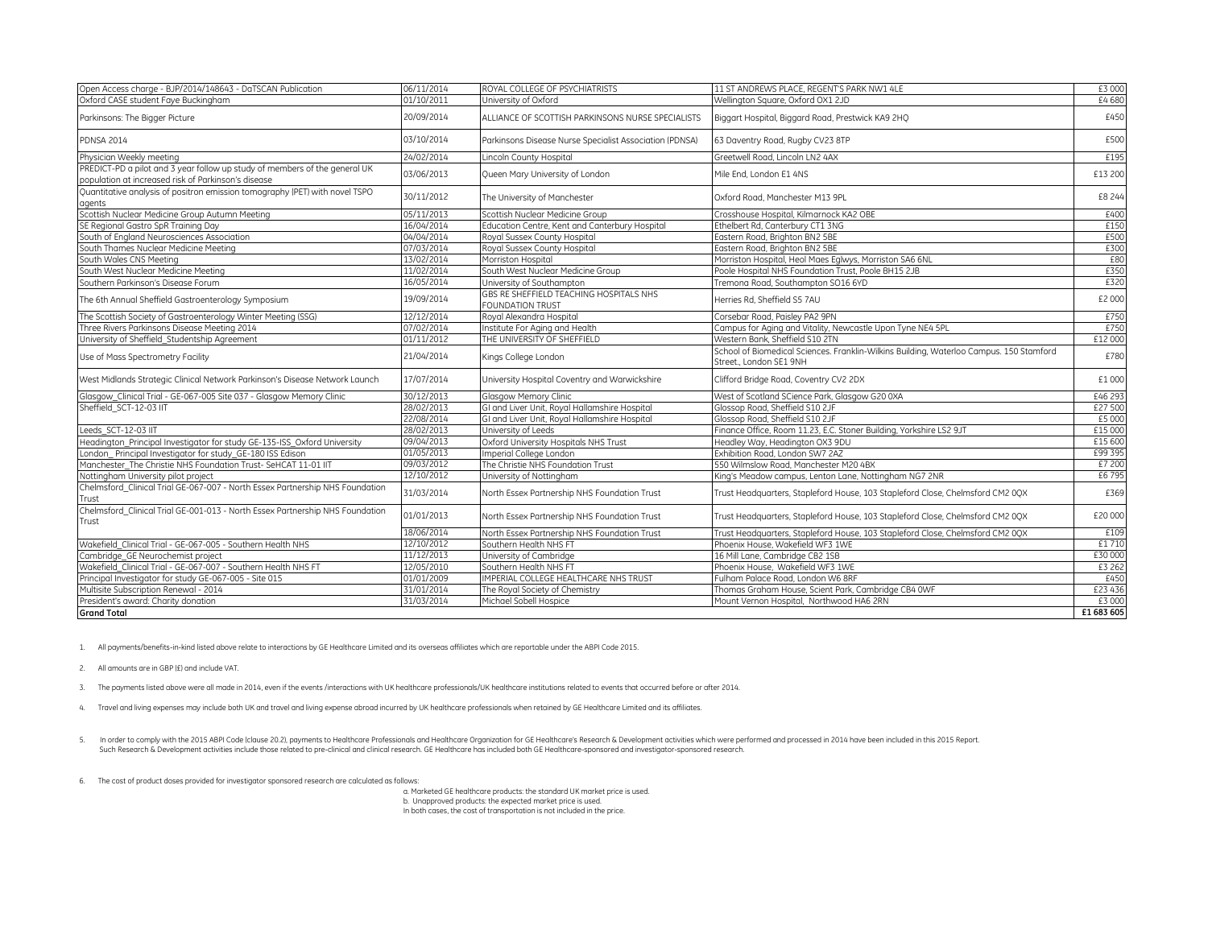| | | | | |
|---|---|---|---|---|
| Open Access charge - BJP/2014/148643 - DaTSCAN Publication | 06/11/2014 | ROYAL COLLEGE OF PSYCHIATRISTS | 11 ST ANDREWS PLACE, REGENT'S PARK NW1 4LE | £3 000 |
| Oxford CASE student Faye Buckingham | 01/10/2011 | University of Oxford | Wellington Square, Oxford OX1 2JD | £4 680 |
| Parkinsons: The Bigger Picture | 20/09/2014 | ALLIANCE OF SCOTTISH PARKINSONS NURSE SPECIALISTS | Biggart Hospital, Biggard Road, Prestwick KA9 2HQ | £450 |
| PDNSA 2014 | 03/10/2014 | Parkinsons Disease Nurse Specialist Association (PDNSA) | 63 Daventry Road, Rugby CV23 8TP | £500 |
| Physician Weekly meeting | 24/02/2014 | Lincoln County Hospital | Greetwell Road, Lincoln LN2 4AX | £195 |
| PREDICT-PD a pilot and 3 year follow up study of members of the general UK population at increased risk of Parkinson's disease | 03/06/2013 | Queen Mary University of London | Mile End, London E1 4NS | £13 200 |
| Quantitative analysis of positron emission tomography (PET) with novel TSPO agents | 30/11/2012 | The University of Manchester | Oxford Road, Manchester M13 9PL | £8 244 |
| Scottish Nuclear Medicine Group Autumn Meeting | 05/11/2013 | Scottish Nuclear Medicine Group | Crosshouse Hospital, Kilmarnock KA2 OBE | £400 |
| SE Regional Gastro SpR Training Day | 16/04/2014 | Education Centre, Kent and Canterbury Hospital | Ethelbert Rd, Canterbury CT1 3NG | £150 |
| South of England Neurosciences Association | 04/04/2014 | Royal Sussex County Hospital | Eastern Road, Brighton BN2 5BE | £500 |
| South Thames Nuclear Medicine Meeting | 07/03/2014 | Royal Sussex County Hospital | Eastern Road, Brighton BN2 5BE | £300 |
| South Wales CNS Meeting | 13/02/2014 | Morriston Hospital | Morriston Hospital, Heol Maes Eglwys, Morriston SA6 6NL | £80 |
| South West Nuclear Medicine Meeting | 11/02/2014 | South West Nuclear Medicine Group | Poole Hospital NHS Foundation Trust, Poole BH15 2JB | £350 |
| Southern Parkinson's Disease Forum | 16/05/2014 | University of Southampton | Tremona Road, Southampton SO16 6YD | £320 |
| The 6th Annual Sheffield Gastroenterology Symposium | 19/09/2014 | GBS RE SHEFFIELD TEACHING HOSPITALS NHS FOUNDATION TRUST | Herries Rd, Sheffield S5 7AU | £2 000 |
| The Scottish Society of Gastroenterology Winter Meeting (SSG) | 12/12/2014 | Royal Alexandra Hospital | Corsebar Road, Paisley PA2 9PN | £750 |
| Three Rivers Parkinsons Disease Meeting 2014 | 07/02/2014 | Institute For Aging and Health | Campus for Aging and Vitality, Newcastle Upon Tyne NE4 5PL | £750 |
| University of Sheffield_Studentship Agreement | 01/11/2012 | THE UNIVERSITY OF SHEFFIELD | Western Bank, Sheffield S10 2TN | £12 000 |
| Use of Mass Spectrometry Facility | 21/04/2014 | Kings College London | School of Biomedical Sciences. Franklin-Wilkins Building, Waterloo Campus. 150 Stamford Street., London SE1 9NH | £780 |
| West Midlands Strategic Clinical Network Parkinson's Disease Network Launch | 17/07/2014 | University Hospital Coventry and Warwickshire | Clifford Bridge Road, Coventry CV2 2DX | £1 000 |
| Glasgow_Clinical Trial - GE-067-005 Site 037 - Glasgow Memory Clinic | 30/12/2013 | Glasgow Memory Clinic | West of Scotland SCience Park, Glasgow G20 0XA | £46 293 |
| Sheffield_SCT-12-03 IIT | 28/02/2013 | GI and Liver Unit, Royal Hallamshire Hospital | Glossop Road, Sheffield S10 2JF | £27 500 |
| | 22/08/2014 | GI and Liver Unit, Royal Hallamshire Hospital | Glossop Road, Sheffield S10 2JF | £5 000 |
| Leeds_SCT-12-03 IIT | 28/02/2013 | University of Leeds | Finance Office, Room 11.23, E.C. Stoner Building, Yorkshire LS2 9JT | £15 000 |
| Headington_Principal Investigator for study GE-135-ISS_Oxford University | 09/04/2013 | Oxford University Hospitals NHS Trust | Headley Way, Headington OX3 9DU | £15 600 |
| London_ Principal Investigator for study_GE-180 ISS Edison | 01/05/2013 | Imperial College London | Exhibition Road, London SW7 2AZ | £99 395 |
| Manchester_The Christie NHS Foundation Trust- SeHCAT 11-01 IIT | 09/03/2012 | The Christie NHS Foundation Trust | 550 Wilmslow Road, Manchester M20 4BX | £7 200 |
| Nottingham University pilot project | 12/10/2012 | University of Nottingham | King's Meadow campus, Lenton Lane, Nottingham NG7 2NR | £6 795 |
| Chelmsford_Clinical Trial GE-067-007 - North Essex Partnership NHS Foundation Trust | 31/03/2014 | North Essex Partnership NHS Foundation Trust | Trust Headquarters, Stapleford House, 103 Stapleford Close, Chelmsford CM2 0QX | £369 |
| Chelmsford_Clinical Trial GE-001-013 - North Essex Partnership NHS Foundation Trust | 01/01/2013 | North Essex Partnership NHS Foundation Trust | Trust Headquarters, Stapleford House, 103 Stapleford Close, Chelmsford CM2 0QX | £20 000 |
| | 18/06/2014 | North Essex Partnership NHS Foundation Trust | Trust Headquarters, Stapleford House, 103 Stapleford Close, Chelmsford CM2 0QX | £109 |
| Wakefield_Clinical Trial - GE-067-005 - Southern Health NHS | 12/10/2012 | Southern Health NHS FT | Phoenix House, Wakefield WF3 1WE | £1 710 |
| Cambridge_GE Neurochemist project | 11/12/2013 | University of Cambridge | 16 Mill Lane, Cambridge CB2 1SB | £30 000 |
| Wakefield_Clinical Trial - GE-067-007 - Southern Health NHS FT | 12/05/2010 | Southern Health NHS FT | Phoenix House, Wakefield WF3 1WE | £3 262 |
| Principal Investigator for study GE-067-005 - Site 015 | 01/01/2009 | IMPERIAL COLLEGE HEALTHCARE NHS TRUST | Fulham Palace Road, London W6 8RF | £450 |
| Multisite Subscription Renewal - 2014 | 31/01/2014 | The Royal Society of Chemistry | Thomas Graham House, Scient Park, Cambridge CB4 0WF | £23 436 |
| President's award: Charity donation | 31/03/2014 | Michael Sobell Hospice | Mount Vernon Hospital, Northwood HA6 2RN | £3 000 |
| **Grand Total** | | | | **£1 683 605** |

1. All payments/benefits-in-kind listed above relate to interactions by GE Healthcare Limited and its overseas affiliates which are reportable under the ABPI Code 2015.

2. All amounts are in GBP (£) and include VAT.

3. The payments listed above were all made in 2014, even if the events /interactions with UK healthcare professionals/UK healthcare institutions related to events that occurred before or after 2014.

4. Travel and living expenses may include both UK and travel and living expense abroad incurred by UK healthcare professionals when retained by GE Healthcare Limited and its affiliates.

5. In order to comply with the 2015 ABPI Code (clause 20.2), payments to Healthcare Professionals and Healthcare Organization for GE Healthcare's Research & Development activities which were performed and processed in 2014 have been included in this 2015 Report. Such Research & Development activities include those related to pre-clinical and clinical research. GE Healthcare has included both GE Healthcare-sponsored and investigator-sponsored research.

6. The cost of product doses provided for investigator sponsored research are calculated as follows:
   a. Marketed GE healthcare products: the standard UK market price is used.
   b. Unapproved products: the expected market price is used.
   In both cases, the cost of transportation is not included in the price.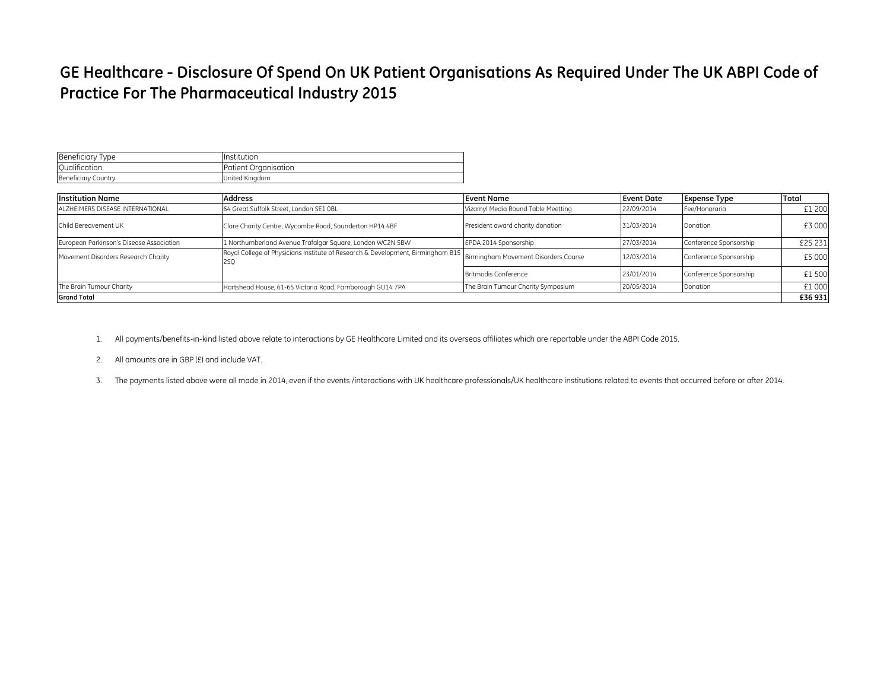# GE Healthcare - Disclosure Of Spend On UK Patient Organisations As Required Under The UK ABPI Code of Practice For The Pharmaceutical Industry 2015

| Beneficiary Type | Institution |
|---|---|
| Qualification | Patient Organisation |
| Beneficiary Country | United Kingdom |

| Institution Name | Address | Event Name | Event Date | Expense Type | Total |
|---|---|---|---|---|---|
| ALZHEIMERS DISEASE INTERNATIONAL | 64 Great Suffolk Street, London SE1 0BL | Vizamyl Media Round Table Meetting | 22/09/2014 | Fee/Honoraria | £1 200 |
| Child Bereavement UK | Clare Charity Centre, Wycombe Road, Saunderton HP14 4BF | President award charity donation | 31/03/2014 | Donation | £3 000 |
| European Parkinson's Disease Association | 1 Northumberland Avenue Trafalgar Square, London WC2N 5BW | EPDA 2014 Sponsorship | 27/03/2014 | Conference Sponsorship | £25 231 |
| Movement Disorders Research Charity | Royal College of Physicians Institute of Research & Development, Birmingham B15 2SQ | Birmingham Movement Disorders Course | 12/03/2014 | Conference Sponsorship | £5 000 |
| | | Britmodis Conference | 23/01/2014 | Conference Sponsorship | £1 500 |
| The Brain Tumour Charity | Hartshead House, 61-65 Victoria Road, Farnborough GU14 7PA | The Brain Tumour Charity Symposium | 20/05/2014 | Donation | £1 000 |
| **Grand Total** | | | | | **£36 931** |

1. All payments/benefits-in-kind listed above relate to interactions by GE Healthcare Limited and its overseas affiliates which are reportable under the ABPI Code 2015.
2. All amounts are in GBP (£) and include VAT.
3. The payments listed above were all made in 2014, even if the events /interactions with UK healthcare professionals/UK healthcare institutions related to events that occurred before or after 2014.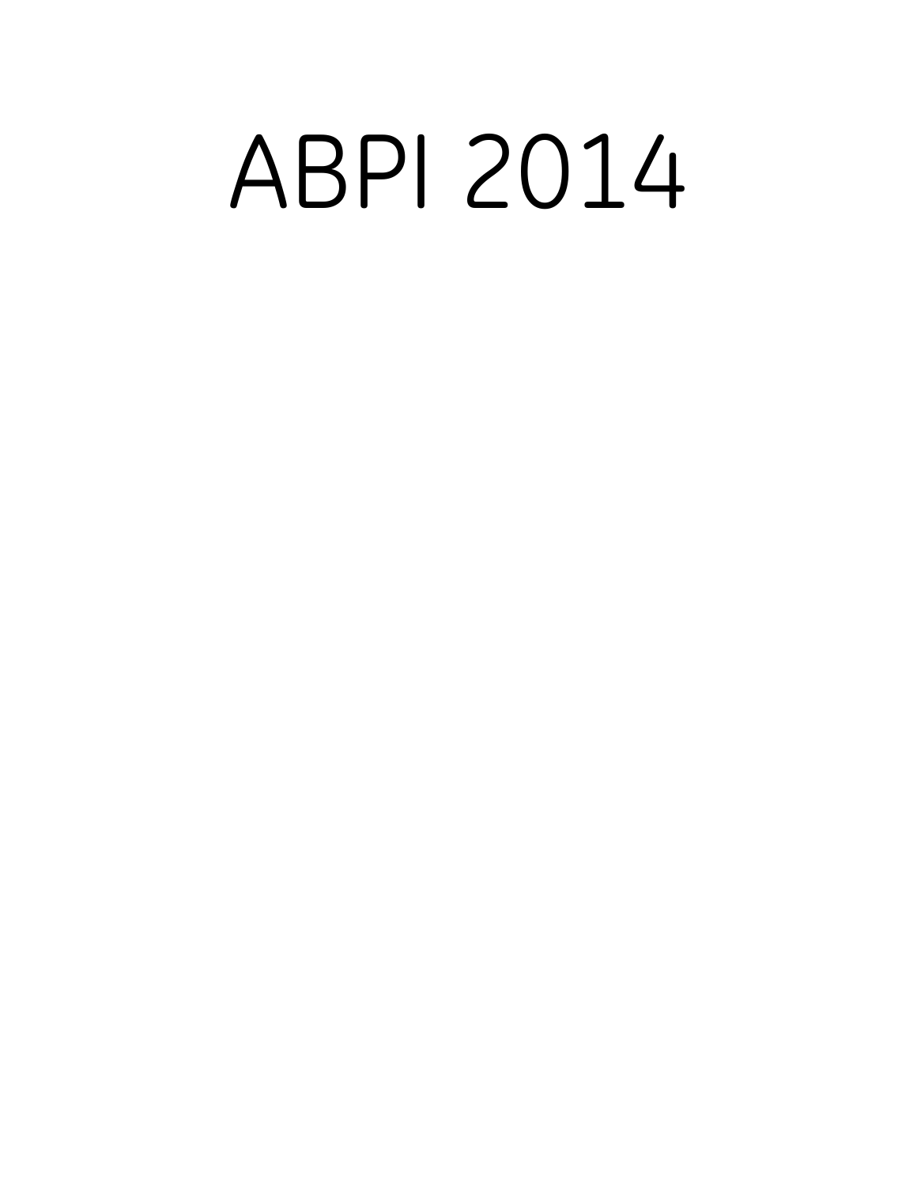# ABPI 2014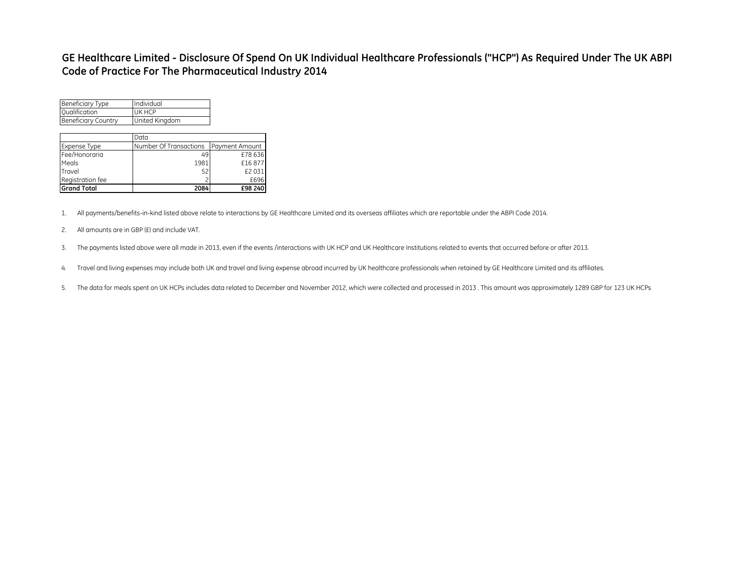# GE Healthcare Limited - Disclosure Of Spend On UK Individual Healthcare Professionals ("HCP") As Required Under The UK ABPI Code of Practice For The Pharmaceutical Industry 2014

| Beneficiary Type | Individual |
|---|---|
| Qualification | UK HCP |
| Beneficiary Country | United Kingdom |

| | Data | |
|---|---|---|
| Expense Type | Number Of Transactions | Payment Amount |
| Fee/Honoraria | 49 | £78 636 |
| Meals | 1981 | £16 877 |
| Travel | 52 | £2 031 |
| Registration fee | 2 | £696 |
| **Grand Total** | **2084** | **£98 240** |

1. All payments/benefits-in-kind listed above relate to interactions by GE Healthcare Limited and its overseas affiliates which are reportable under the ABPI Code 2014.

2. All amounts are in GBP (£) and include VAT.

3. The payments listed above were all made in 2013, even if the events /interactions with UK HCP and UK Healthcare Institutions related to events that occurred before or after 2013.

4. Travel and living expenses may include both UK and travel and living expense abroad incurred by UK healthcare professionals when retained by GE Healthcare Limited and its affiliates.

5. The data for meals spent on UK HCPs includes data related to December and November 2012, which were collected and processed in 2013 . This amount was approximately 1289 GBP for 123 UK HCPs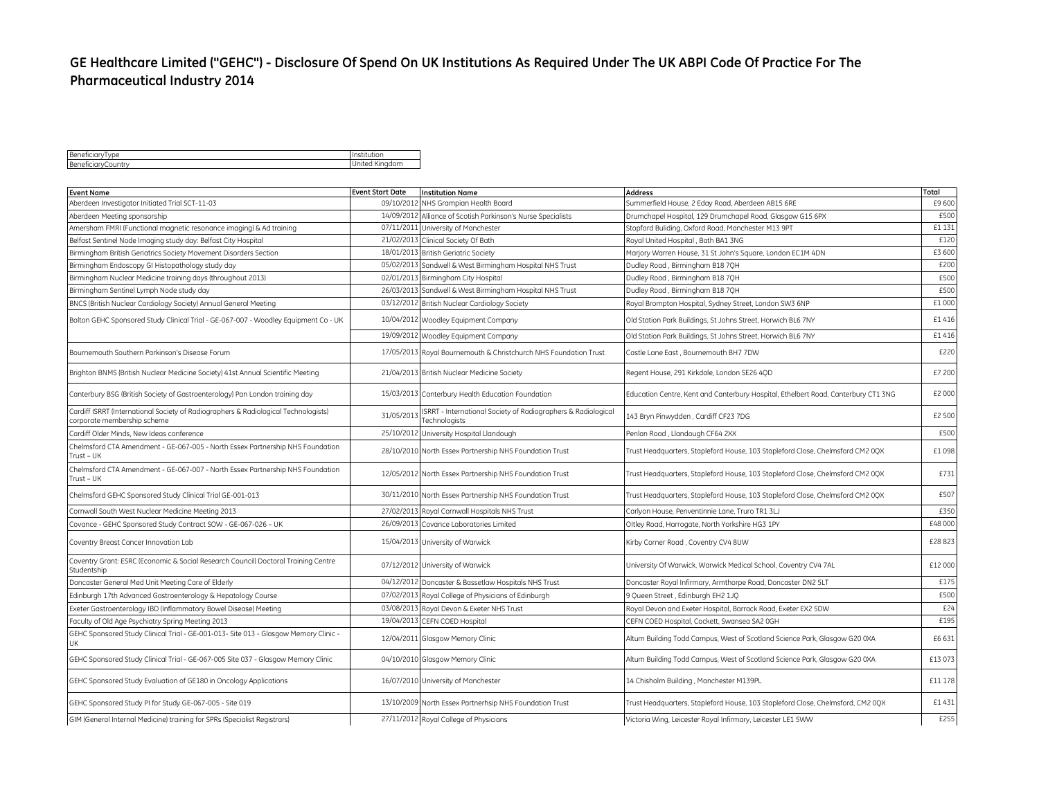# GE Healthcare Limited ("GEHC") - Disclosure Of Spend On UK Institutions As Required Under The UK ABPI Code Of Practice For The Pharmaceutical Industry 2014

| BeneficiaryType | Institution |
|---|---|
| BeneficiaryCountry | United Kingdom |

| Event Name | Event Start Date | Institution Name | Address | Total |
|---|---|---|---|---|
| Aberdeen Investigator Initiated Trial SCT-11-03 | 09/10/2012 | NHS Grampian Health Board | Summerfield House, 2 Eday Road, Aberdeen AB15 6RE | £9 600 |
| Aberdeen Meeting sponsorship | 14/09/2012 | Alliance of Scottish Parkinson's Nurse Specialists | Drumchapel Hospital, 129 Drumchapel Road, Glasgow G15 6PX | £500 |
| Amersham FMRI (Functional magnetic resonance imaging) & Ad training | 07/11/2011 | University of Manchester | Stopford Buliding, Oxford Road, Manchester M13 9PT | £1 131 |
| Belfast Sentinel Node Imaging study day: Belfast City Hospital | 21/02/2013 | Clinical Society Of Bath | Royal United Hospital , Bath BA1 3NG | £120 |
| Birmingham British Geriatrics Society Movement Disorders Section | 18/01/2013 | British Geriatric Society | Marjory Warren House, 31 St John's Square, London EC1M 4DN | £3 600 |
| Birmingham Endoscopy GI Histopathology study day | 05/02/2013 | Sandwell & West Birmingham Hospital NHS Trust | Dudley Road , Birmingham B18 7QH | £200 |
| Birmingham Nuclear Medicine training days (throughout 2013) | 02/01/2013 | Birmingham City Hospital | Dudley Road , Birmingham B18 7QH | £500 |
| Birmingham Sentinel Lymph Node study day | 26/03/2013 | Sandwell & West Birmingham Hospital NHS Trust | Dudley Road , Birmingham B18 7QH | £500 |
| BNCS (British Nuclear Cardiology Society) Annual General Meeting | 03/12/2012 | British Nuclear Cardiology Society | Royal Brompton Hospital, Sydney Street, London SW3 6NP | £1 000 |
| Bolton GEHC Sponsored Study Clinical Trial - GE-067-007 - Woodley Equipment Co - UK | 10/04/2012 | Woodley Equipment Company | Old Station Park Buildings, St Johns Street, Horwich BL6 7NY | £1 416 |
| | 19/09/2012 | Woodley Equipment Company | Old Station Park Buildings, St Johns Street, Horwich BL6 7NY | £1 416 |
| Bournemouth Southern Parkinson's Disease Forum | 17/05/2013 | Royal Bournemouth & Christchurch NHS Foundation Trust | Castle Lane East , Bournemouth BH7 7DW | £220 |
| Brighton BNMS (British Nuclear Medicine Society) 41st Annual Scientific Meeting | 21/04/2013 | British Nuclear Medicine Society | Regent House, 291 Kirkdale, London SE26 4QD | £7 200 |
| Canterbury BSG (British Society of Gastroenterology) Pan London training day | 15/03/2013 | Canterbury Health Education Foundation | Education Centre, Kent and Canterbury Hospital, Ethelbert Road, Canterbury CT1 3NG | £2 000 |
| Cardiff ISRRT (International Society of Radiographers & Radiological Technologists) corporate membership scheme | 31/05/2013 | ISRRT - International Society of Radiographers & Radiological Technologists | 143 Bryn Pinwydden , Cardiff CF23 7DG | £2 500 |
| Cardiff Older Minds, New Ideas conference | 25/10/2012 | University Hospital Llandough | Penlan Road , Llandough CF64 2XX | £500 |
| Chelmsford CTA Amendment - GE-067-005 - North Essex Partnership NHS Foundation Trust – UK | 28/10/2010 | North Essex Partnership NHS Foundation Trust | Trust Headquarters, Stapleford House, 103 Stapleford Close, Chelmsford CM2 0QX | £1 098 |
| Chelmsford CTA Amendment - GE-067-007 - North Essex Partnership NHS Foundation Trust – UK | 12/05/2012 | North Essex Partnership NHS Foundation Trust | Trust Headquarters, Stapleford House, 103 Stapleford Close, Chelmsford CM2 0QX | £731 |
| Chelmsford GEHC Sponsored Study Clinical Trial GE-001-013 | 30/11/2010 | North Essex Partnership NHS Foundation Trust | Trust Headquarters, Stapleford House, 103 Stapleford Close, Chelmsford CM2 0QX | £507 |
| Cornwall South West Nuclear Medicine Meeting 2013 | 27/02/2013 | Royal Cornwall Hospitals NHS Trust | Carlyon House, Penventinnie Lane, Truro TR1 3LJ | £350 |
| Covance - GEHC Sponsored Study Contract SOW - GE-067-026 – UK | 26/09/2013 | Covance Laboratories Limited | Oltley Road, Harrogate, North Yorkshire HG3 1PY | £48 000 |
| Coventry Breast Cancer Innovation Lab | 15/04/2013 | University of Warwick | Kirby Corner Road , Coventry CV4 8UW | £28 823 |
| Coventry Grant: ESRC (Economic & Social Research Council) Doctoral Training Centre Studentship | 07/12/2012 | University of Warwick | University Of Warwick, Warwick Medical School, Coventry CV4 7AL | £12 000 |
| Doncaster General Med Unit Meeting Care of Elderly | 04/12/2012 | Doncaster & Bassetlaw Hospitals NHS Trust | Doncaster Royal Infirmary, Armthorpe Road, Doncaster DN2 5LT | £175 |
| Edinburgh 17th Advanced Gastroenterology & Hepatology Course | 07/02/2013 | Royal College of Physicians of Edinburgh | 9 Queen Street , Edinburgh EH2 1JQ | £500 |
| Exeter Gastroenterology IBD (Inflammatory Bowel Disease) Meeting | 03/08/2013 | Royal Devon & Exeter NHS Trust | Royal Devon and Exeter Hospital, Barrack Road, Exeter EX2 5DW | £24 |
| Faculty of Old Age Psychiatry Spring Meeting 2013 | 19/04/2013 | CEFN COED Hospital | CEFN COED Hospital, Cockett, Swansea SA2 0GH | £195 |
| GEHC Sponsored Study Clinical Trial - GE-001-013- Site 013 - Glasgow Memory Clinic - UK | 12/04/2011 | Glasgow Memory Clinic | Altum Building Todd Campus, West of Scotland Science Park, Glasgow G20 0XA | £6 631 |
| GEHC Sponsored Study Clinical Trial - GE-067-005 Site 037 - Glasgow Memory Clinic | 04/10/2010 | Glasgow Memory Clinic | Altum Building Todd Campus, West of Scotland Science Park, Glasgow G20 0XA | £13 073 |
| GEHC Sponsored Study Evaluation of GE180 in Oncology Applications | 16/07/2010 | University of Manchester | 14 Chisholm Building , Manchester M139PL | £11 178 |
| GEHC Sponsored Study PI for Study GE-067-005 - Site 019 | 13/10/2009 | North Essex Partnerhsip NHS Foundation Trust | Trust Headquarters, Stapleford House, 103 Stapleford Close, Chelmsford, CM2 0QX | £1 431 |
| GIM (General Internal Medicine) training for SPRs (Specialist Registrars) | 27/11/2012 | Royal College of Physicians | Victoria Wing, Leicester Royal Infirmary, Leicester LE1 5WW | £255 |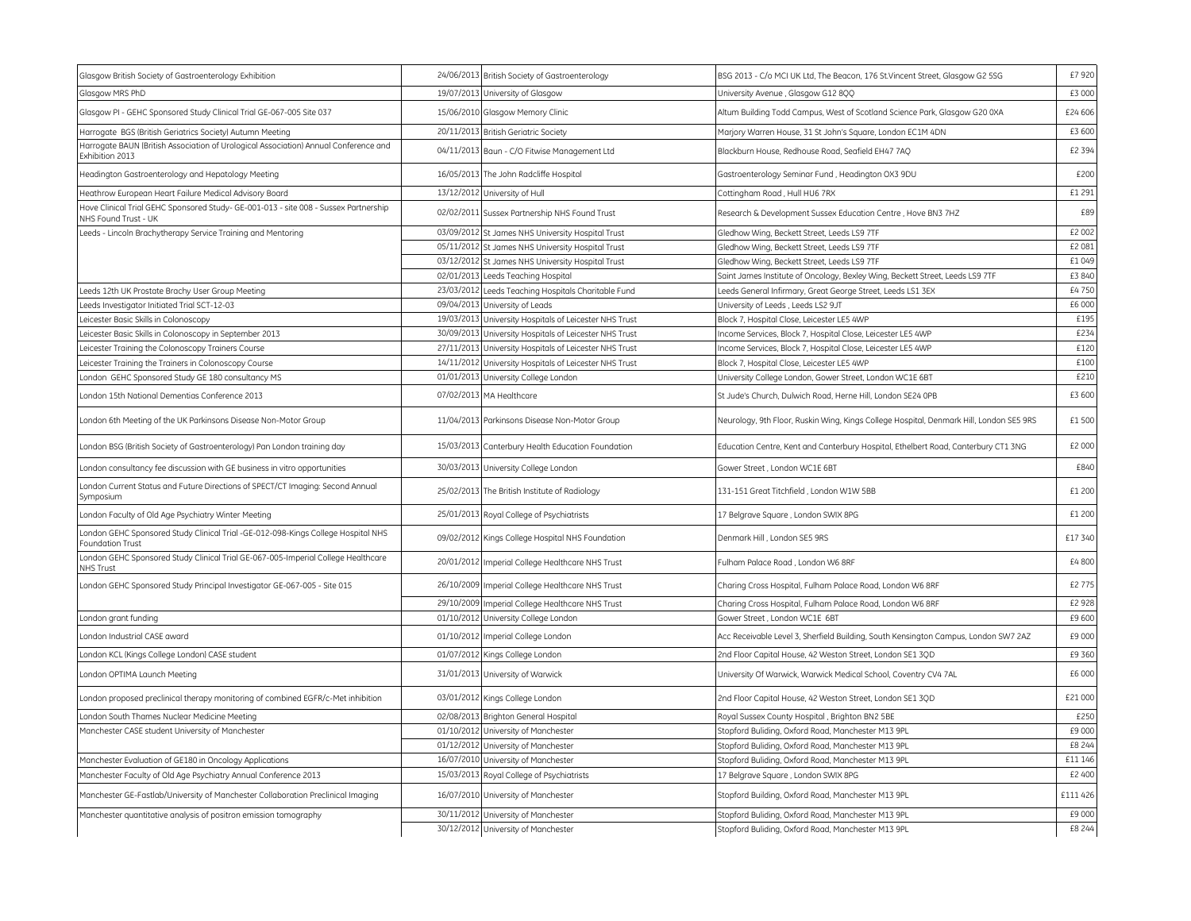| | | | | |
|---|---|---|---|---|
| Glasgow British Society of Gastroenterology Exhibition | 24/06/2013 | British Society of Gastroenterology | BSG 2013 - C/o MCI UK Ltd, The Beacon, 176 St.Vincent Street, Glasgow G2 5SG | £7 920 |
| Glasgow MRS PhD | 19/07/2013 | University of Glasgow | University Avenue , Glasgow G12 8QQ | £3 000 |
| Glasgow PI - GEHC Sponsored Study Clinical Trial GE-067-005 Site 037 | 15/06/2010 | Glasgow Memory Clinic | Altum Building Todd Campus, West of Scotland Science Park, Glasgow G20 0XA | £24 606 |
| Harrogate BGS (British Geriatrics Society) Autumn Meeting | 20/11/2013 | British Geriatric Society | Marjory Warren House, 31 St John's Square, London EC1M 4DN | £3 600 |
| Harrogate BAUN (British Association of Urological Association) Annual Conference and Exhibition 2013 | 04/11/2013 | Baun - C/O Fitwise Management Ltd | Blackburn House, Redhouse Road, Seafield EH47 7AQ | £2 394 |
| Headington Gastroenterology and Hepatology Meeting | 16/05/2013 | The John Radcliffe Hospital | Gastroenterology Seminar Fund , Headington OX3 9DU | £200 |
| Heathrow European Heart Failure Medical Advisory Board | 13/12/2012 | University of Hull | Cottingham Road , Hull HU6 7RX | £1 291 |
| Hove Clinical Trial GEHC Sponsored Study- GE-001-013 - site 008 - Sussex Partnership NHS Found Trust - UK | 02/02/2011 | Sussex Partnership NHS Found Trust | Research & Development Sussex Education Centre , Hove BN3 7HZ | £89 |
| Leeds - Lincoln Brachytherapy Service Training and Mentoring | 03/09/2012 | St James NHS University Hospital Trust | Gledhow Wing, Beckett Street, Leeds LS9 7TF | £2 002 |
| | 05/11/2012 | St James NHS University Hospital Trust | Gledhow Wing, Beckett Street, Leeds LS9 7TF | £2 081 |
| | 03/12/2012 | St James NHS University Hospital Trust | Gledhow Wing, Beckett Street, Leeds LS9 7TF | £1 049 |
| | 02/01/2013 | Leeds Teaching Hospital | Saint James Institute of Oncology, Bexley Wing, Beckett Street, Leeds LS9 7TF | £3 840 |
| Leeds 12th UK Prostate Brachy User Group Meeting | 23/03/2012 | Leeds Teaching Hospitals Charitable Fund | Leeds General Infirmary, Great George Street, Leeds LS1 3EX | £4 750 |
| Leeds Investigator Initiated Trial SCT-12-03 | 09/04/2013 | University of Leeds | University of Leeds , Leeds LS2 9JT | £6 000 |
| Leicester Basic Skills in Colonoscopy | 19/03/2013 | University Hospitals of Leicester NHS Trust | Block 7, Hospital Close, Leicester LE5 4WP | £195 |
| Leicester Basic Skills in Colonoscopy in September 2013 | 30/09/2013 | University Hospitals of Leicester NHS Trust | Income Services, Block 7, Hospital Close, Leicester LE5 4WP | £234 |
| Leicester Training the Colonoscopy Trainers Course | 27/11/2013 | University Hospitals of Leicester NHS Trust | Income Services, Block 7, Hospital Close, Leicester LE5 4WP | £120 |
| Leicester Training the Trainers in Colonoscopy Course | 14/11/2012 | University Hospitals of Leicester NHS Trust | Block 7, Hospital Close, Leicester LE5 4WP | £100 |
| London GEHC Sponsored Study GE 180 consultancy MS | 01/01/2013 | University College London | University College London, Gower Street, London WC1E 6BT | £210 |
| London 15th National Dementias Conference 2013 | 07/02/2013 | MA Healthcare | St Jude's Church, Dulwich Road, Herne Hill, London SE24 0PB | £3 600 |
| London 6th Meeting of the UK Parkinsons Disease Non-Motor Group | 11/04/2013 | Parkinsons Disease Non-Motor Group | Neurology, 9th Floor, Ruskin Wing, Kings College Hospital, Denmark Hill, London SE5 9RS | £1 500 |
| London BSG (British Society of Gastroenterology) Pan London training day | 15/03/2013 | Canterbury Health Education Foundation | Education Centre, Kent and Canterbury Hospital, Ethelbert Road, Canterbury CT1 3NG | £2 000 |
| London consultancy fee discussion with GE business in vitro opportunities | 30/03/2013 | University College London | Gower Street , London WC1E 6BT | £840 |
| London Current Status and Future Directions of SPECT/CT Imaging: Second Annual Symposium | 25/02/2013 | The British Institute of Radiology | 131-151 Great Titchfield , London W1W 5BB | £1 200 |
| London Faculty of Old Age Psychiatry Winter Meeting | 25/01/2013 | Royal College of Psychiatrists | 17 Belgrave Square , London SWIX 8PG | £1 200 |
| London GEHC Sponsored Study Clinical Trial -GE-012-098-Kings College Hospital NHS Foundation Trust | 09/02/2012 | Kings College Hospital NHS Foundation | Denmark Hill , London SE5 9RS | £17 340 |
| London GEHC Sponsored Study Clinical Trial GE-067-005-Imperial College Healthcare NHS Trust | 20/01/2012 | Imperial College Healthcare NHS Trust | Fulham Palace Road , London W6 8RF | £4 800 |
| London GEHC Sponsored Study Principal Investigator GE-067-005 - Site 015 | 26/10/2009 | Imperial College Healthcare NHS Trust | Charing Cross Hospital, Fulham Palace Road, London W6 8RF | £2 775 |
| | 29/10/2009 | Imperial College Healthcare NHS Trust | Charing Cross Hospital, Fulham Palace Road, London W6 8RF | £2 928 |
| London grant funding | 01/10/2012 | University College London | Gower Street , London WC1E 6BT | £9 600 |
| London Industrial CASE award | 01/10/2012 | Imperial College London | Acc Receivable Level 3, Sherfield Building, South Kensington Campus, London SW7 2AZ | £9 000 |
| London KCL (Kings College London) CASE student | 01/07/2012 | Kings College London | 2nd Floor Capital House, 42 Weston Street, London SE1 3QD | £9 360 |
| London OPTIMA Launch Meeting | 31/01/2013 | University of Warwick | University Of Warwick, Warwick Medical School, Coventry CV4 7AL | £6 000 |
| London proposed preclinical therapy monitoring of combined EGFR/c-Met inhibition | 03/01/2012 | Kings College London | 2nd Floor Capital House, 42 Weston Street, London SE1 3QD | £21 000 |
| London South Thames Nuclear Medicine Meeting | 02/08/2013 | Brighton General Hospital | Royal Sussex County Hospital , Brighton BN2 5BE | £250 |
| Manchester CASE student University of Manchester | 01/10/2012 | University of Manchester | Stopford Buliding, Oxford Road, Manchester M13 9PL | £9 000 |
| | 01/12/2012 | University of Manchester | Stopford Buliding, Oxford Road, Manchester M13 9PL | £8 244 |
| Manchester Evaluation of GE180 in Oncology Applications | 16/07/2010 | University of Manchester | Stopford Buliding, Oxford Road, Manchester M13 9PL | £11 146 |
| Manchester Faculty of Old Age Psychiatry Annual Conference 2013 | 15/03/2013 | Royal College of Psychiatrists | 17 Belgrave Square , London SWIX 8PG | £2 400 |
| Manchester GE-Fastlab/University of Manchester Collaboration Preclinical Imaging | 16/07/2010 | University of Manchester | Stopford Building, Oxford Road, Manchester M13 9PL | £111 426 |
| Manchester quantitative analysis of positron emission tomography | 30/11/2012 | University of Manchester | Stopford Buliding, Oxford Road, Manchester M13 9PL | £9 000 |
| | 30/12/2012 | University of Manchester | Stopford Buliding, Oxford Road, Manchester M13 9PL | £8 244 |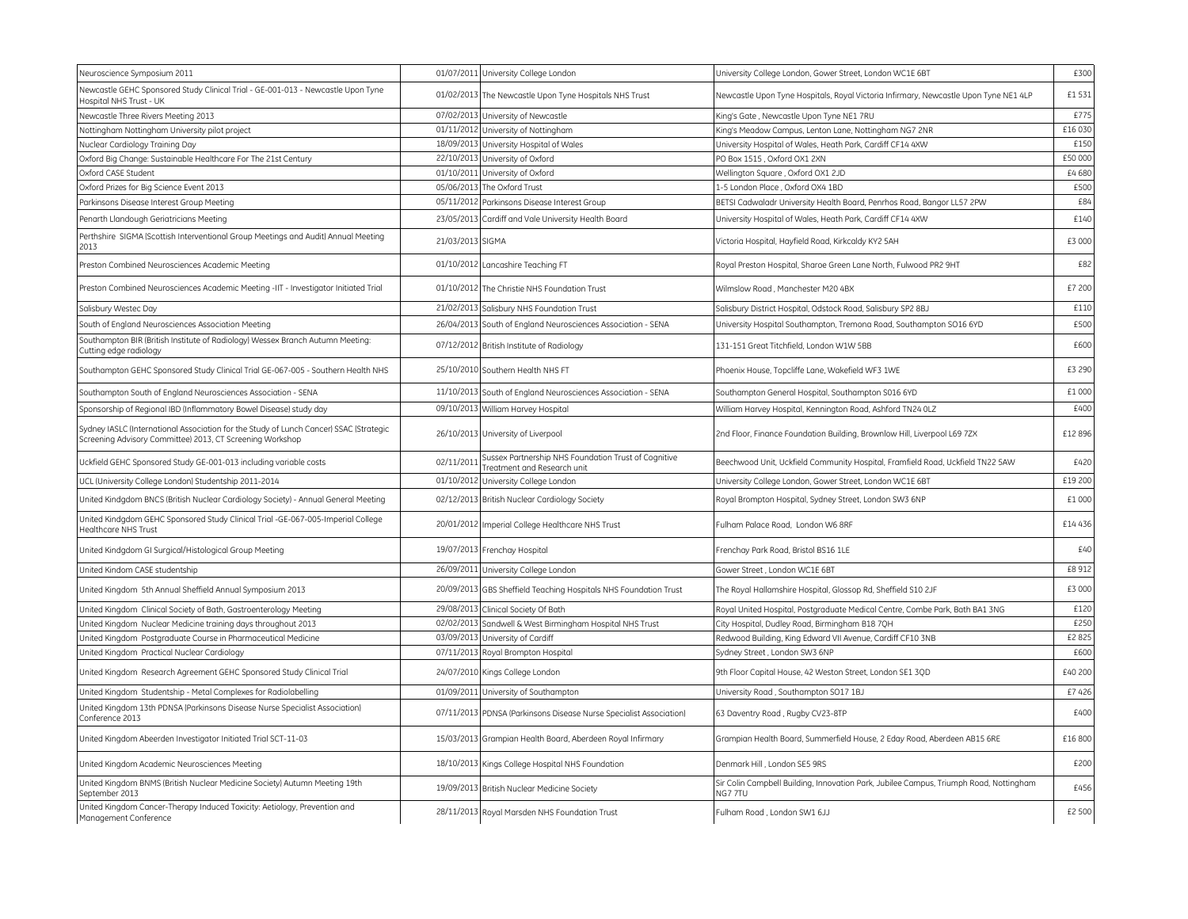| | | | | |
|---|---|---|---|---|
| Neuroscience Symposium 2011 | 01/07/2011 | University College London | University College London, Gower Street, London WC1E 6BT | £300 |
| Newcastle GEHC Sponsored Study Clinical Trial - GE-001-013 - Newcastle Upon Tyne Hospital NHS Trust - UK | 01/02/2013 | The Newcastle Upon Tyne Hospitals NHS Trust | Newcastle Upon Tyne Hospitals, Royal Victoria Infirmary, Newcastle Upon Tyne NE1 4LP | £1 531 |
| Newcastle Three Rivers Meeting 2013 | 07/02/2013 | University of Newcastle | King's Gate , Newcastle Upon Tyne NE1 7RU | £775 |
| Nottingham Nottingham University pilot project | 01/11/2012 | University of Nottingham | King's Meadow Campus, Lenton Lane, Nottingham NG7 2NR | £16 030 |
| Nuclear Cardiology Training Day | 18/09/2013 | University Hospital of Wales | University Hospital of Wales, Heath Park, Cardiff CF14 4XW | £150 |
| Oxford Big Change: Sustainable Healthcare For The 21st Century | 22/10/2013 | University of Oxford | PO Box 1515 , Oxford OX1 2XN | £50 000 |
| Oxford CASE Student | 01/10/2011 | University of Oxford | Wellington Square , Oxford OX1 2JD | £4 680 |
| Oxford Prizes for Big Science Event 2013 | 05/06/2013 | The Oxford Trust | 1-5 London Place , Oxford OX4 1BD | £500 |
| Parkinsons Disease Interest Group Meeting | 05/11/2012 | Parkinsons Disease Interest Group | BETSI Cadwaladr University Health Board, Penrhos Road, Bangor LL57 2PW | £84 |
| Penarth Llandough Geriatricians Meeting | 23/05/2013 | Cardiff and Vale University Health Board | University Hospital of Wales, Heath Park, Cardiff CF14 4XW | £140 |
| Perthshire SIGMA (Scottish Interventional Group Meetings and Audit) Annual Meeting 2013 | 21/03/2013 | SIGMA | Victoria Hospital, Hayfield Road, Kirkcaldy KY2 5AH | £3 000 |
| Preston Combined Neurosciences Academic Meeting | 01/10/2012 | Lancashire Teaching FT | Royal Preston Hospital, Sharoe Green Lane North, Fulwood PR2 9HT | £82 |
| Preston Combined Neurosciences Academic Meeting -IIT - Investigator Initiated Trial | 01/10/2012 | The Christie NHS Foundation Trust | Wilmslow Road , Manchester M20 4BX | £7 200 |
| Salisbury Westec Day | 21/02/2013 | Salisbury NHS Foundation Trust | Salisbury District Hospital, Odstock Road, Salisbury SP2 8BJ | £110 |
| South of England Neurosciences Association Meeting | 26/04/2013 | South of England Neurosciences Association - SENA | University Hospital Southampton, Tremona Road, Southampton SO16 6YD | £500 |
| Southampton BIR (British Institute of Radiology) Wessex Branch Autumn Meeting: Cutting edge radiology | 07/12/2012 | British Institute of Radiology | 131-151 Great Titchfield, London W1W 5BB | £600 |
| Southampton GEHC Sponsored Study Clinical Trial GE-067-005 - Southern Health NHS | 25/10/2010 | Southern Health NHS FT | Phoenix House, Topcliffe Lane, Wakefield WF3 1WE | £3 290 |
| Southampton South of England Neurosciences Association - SENA | 11/10/2013 | South of England Neurosciences Association - SENA | Southampton General Hospital, Southampton S016 6YD | £1 000 |
| Sponsorship of Regional IBD (Inflammatory Bowel Disease) study day | 09/10/2013 | William Harvey Hospital | William Harvey Hospital, Kennington Road, Ashford TN24 0LZ | £400 |
| Sydney IASLC (International Association for the Study of Lunch Cancer) SSAC (Strategic Screening Advisory Committee) 2013, CT Screening Workshop | 26/10/2013 | University of Liverpool | 2nd Floor, Finance Foundation Building, Brownlow Hill, Liverpool L69 7ZX | £12 896 |
| Uckfield GEHC Sponsored Study GE-001-013 including variable costs | 02/11/2011 | Sussex Partnership NHS Foundation Trust of Cognitive Treatment and Research unit | Beechwood Unit, Uckfield Community Hospital, Framfield Road, Uckfield TN22 5AW | £420 |
| UCL (University College London) Studentship 2011-2014 | 01/10/2012 | University College London | University College London, Gower Street, London WC1E 6BT | £19 200 |
| United Kindgdom BNCS (British Nuclear Cardiology Society) - Annual General Meeting | 02/12/2013 | British Nuclear Cardiology Society | Royal Brompton Hospital, Sydney Street, London SW3 6NP | £1 000 |
| United Kindgdom GEHC Sponsored Study Clinical Trial -GE-067-005-Imperial College Healthcare NHS Trust | 20/01/2012 | Imperial College Healthcare NHS Trust | Fulham Palace Road, London W6 8RF | £14 436 |
| United Kindgdom GI Surgical/Histological Group Meeting | 19/07/2013 | Frenchay Hospital | Frenchay Park Road, Bristol BS16 1LE | £40 |
| United Kindom CASE studentship | 26/09/2011 | University College London | Gower Street , London WC1E 6BT | £8 912 |
| United Kingdom 5th Annual Sheffield Annual Symposium 2013 | 20/09/2013 | GBS Sheffield Teaching Hospitals NHS Foundation Trust | The Royal Hallamshire Hospital, Glossop Rd, Sheffield S10 2JF | £3 000 |
| United Kingdom Clinical Society of Bath, Gastroenterology Meeting | 29/08/2013 | Clinical Society Of Bath | Royal United Hospital, Postgraduate Medical Centre, Combe Park, Bath BA1 3NG | £120 |
| United Kingdom Nuclear Medicine training days throughout 2013 | 02/02/2013 | Sandwell & West Birmingham Hospital NHS Trust | City Hospital, Dudley Road, Birmingham B18 7QH | £250 |
| United Kingdom Postgraduate Course in Pharmaceutical Medicine | 03/09/2013 | University of Cardiff | Redwood Building, King Edward VII Avenue, Cardiff CF10 3NB | £2 825 |
| United Kingdom Practical Nuclear Cardiology | 07/11/2013 | Royal Brompton Hospital | Sydney Street , London SW3 6NP | £600 |
| United Kingdom Research Agreement GEHC Sponsored Study Clinical Trial | 24/07/2010 | Kings College London | 9th Floor Capital House, 42 Weston Street, London SE1 3QD | £40 200 |
| United Kingdom Studentship - Metal Complexes for Radiolabelling | 01/09/2011 | University of Southampton | University Road , Southampton SO17 1BJ | £7 426 |
| United Kingdom 13th PDNSA (Parkinsons Disease Nurse Specialist Association) Conference 2013 | 07/11/2013 | PDNSA (Parkinsons Disease Nurse Specialist Association) | 63 Daventry Road , Rugby CV23-8TP | £400 |
| United Kingdom Aberdeen Investigator Initiated Trial SCT-11-03 | 15/03/2013 | Grampian Health Board, Aberdeen Royal Infirmary | Grampian Health Board, Summerfield House, 2 Eday Road, Aberdeen AB15 6RE | £16 800 |
| United Kingdom Academic Neurosciences Meeting | 18/10/2013 | Kings College Hospital NHS Foundation | Denmark Hill , London SE5 9RS | £200 |
| United Kingdom BNMS (British Nuclear Medicine Society) Autumn Meeting 19th September 2013 | 19/09/2013 | British Nuclear Medicine Society | Sir Colin Campbell Building, Innovation Park, Jubilee Campus, Triumph Road, Nottingham NG7 7TU | £456 |
| United Kingdom Cancer-Therapy Induced Toxicity: Aetiology, Prevention and Management Conference | 28/11/2013 | Royal Marsden NHS Foundation Trust | Fulham Road , London SW1 6JJ | £2 500 |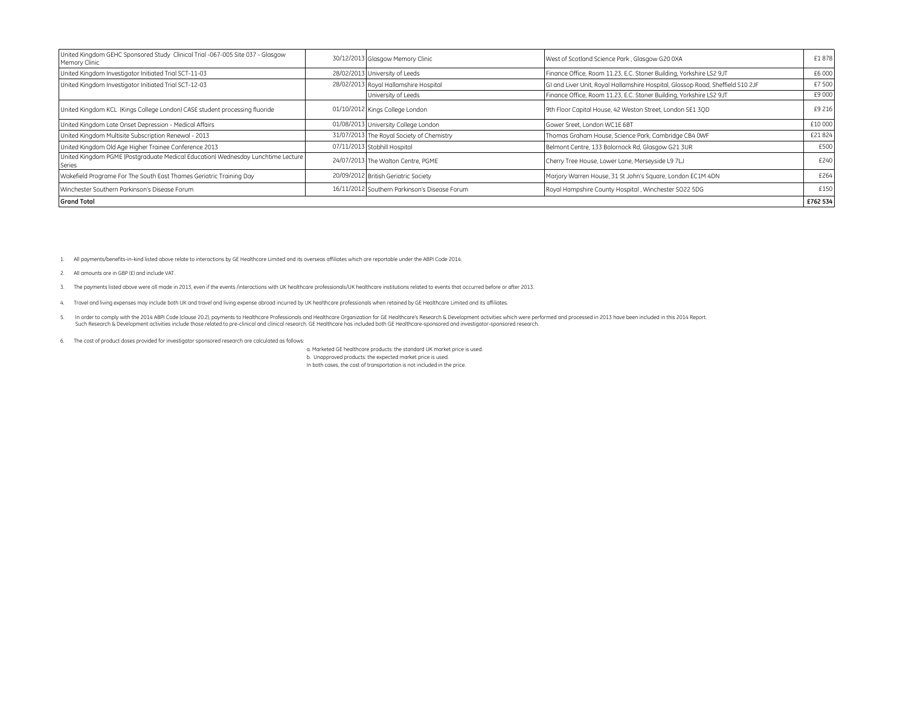| | | | | |
|---|---|---|---|---|
| United Kingdom GEHC Sponsored Study Clinical Trial -067-005 Site 037 - Glasgow Memory Clinic | 30/12/2013 | Glasgow Memory Clinic | West of Scotland Science Park , Glasgow G20 0XA | £1 878 |
| United Kingdom Investigator Initiated Trial SCT-11-03 | 28/02/2013 | University of Leeds | Finance Office, Room 11.23, E.C. Stoner Building, Yorkshire LS2 9JT | £6 000 |
| United Kingdom Investigator Initiated Trial SCT-12-03 | 28/02/2013 | Royal Hallamshire Hospital | GI and Liver Unit, Royal Hallamshire Hospital, Glossop Road, Sheffield S10 2JF | £7 500 |
| | | University of Leeds | Finance Office, Room 11.23, E.C. Stoner Building, Yorkshire LS2 9JT | £9 000 |
| United Kingdom KCL (Kings College London) CASE student processing fluoride | 01/10/2012 | Kings College London | 9th Floor Capital House, 42 Weston Street, London SE1 3QD | £9 216 |
| United Kingdom Late Onset Depression - Medical Affairs | 01/08/2013 | University College London | Gower Sreet, London WC1E 6BT | £10 000 |
| United Kingdom Multisite Subscription Renewal - 2013 | 31/07/2013 | The Royal Society of Chemistry | Thomas Graham House, Science Park, Cambridge CB4 0WF | £21 824 |
| United Kingdom Old Age Higher Trainee Conference 2013 | 07/11/2013 | Stobhill Hospital | Belmont Centre, 133 Balornock Rd, Glasgow G21 3UR | £500 |
| United Kingdom PGME (Postgraduate Medical Education) Wednesday Lunchtime Lecture Series | 24/07/2013 | The Walton Centre, PGME | Cherry Tree House, Lower Lane, Merseyside L9 7LJ | £240 |
| Wakefield Programe For The South East Thames Geriatric Training Day | 20/09/2012 | British Geriatric Society | Marjory Warren House, 31 St John's Square, London EC1M 4DN | £264 |
| Winchester Southern Parkinson's Disease Forum | 16/11/2012 | Southern Parkinson's Disease Forum | Royal Hampshire County Hospital , Winchester SO22 5DG | £150 |
| **Grand Total** | | | | **£762 534** |

1. All payments/benefits-in-kind listed above relate to interactions by GE Healthcare Limited and its overseas affiliates which are reportable under the ABPI Code 2014.

2. All amounts are in GBP (£) and include VAT.

3. The payments listed above were all made in 2013, even if the events /interactions with UK healthcare professionals/UK healthcare institutions related to events that occurred before or after 2013.

4. Travel and living expenses may include both UK and travel and living expense abroad incurred by UK healthcare professionals when retained by GE Healthcare Limited and its affiliates.

5. In order to comply with the 2014 ABPI Code (clause 20.2), payments to Healthcare Professionals and Healthcare Organization for GE Healthcare's Research & Development activities which were performed and processed in 2013 have been included in this 2014 Report. Such Research & Development activities include those related to pre-clinical and clinical research. GE Healthcare has included both GE Healthcare-sponsored and investigator-sponsored research.

6. The cost of product doses provided for investigator sponsored research are calculated as follows:

   a. Marketed GE healthcare products: the standard UK market price is used.
   b. Unapproved products: the expected market price is used.
   In both cases, the cost of transportation is not included in the price.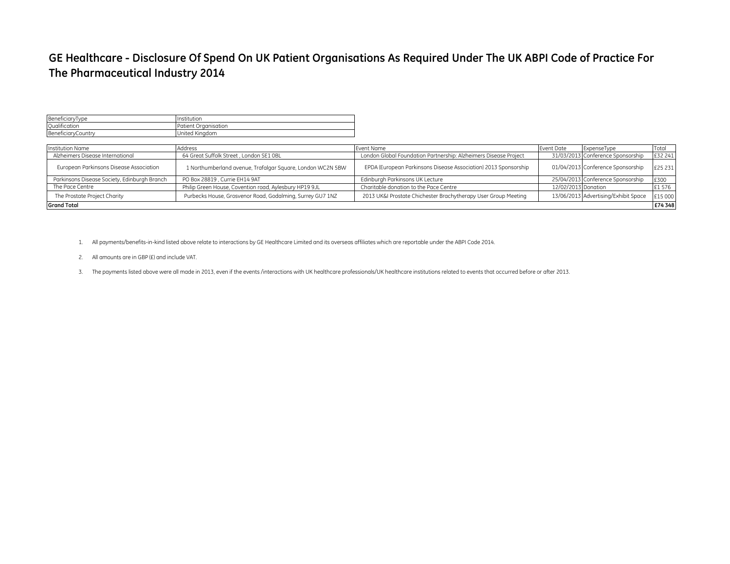# GE Healthcare - Disclosure Of Spend On UK Patient Organisations As Required Under The UK ABPI Code of Practice For The Pharmaceutical Industry 2014

| | |
|---|---|
| BeneficiaryType | Institution |
| Qualification | Patient Organisation |
| BeneficiaryCountry | United Kingdom |

| Institution Name | Address | Event Name | Event Date | ExpenseType | Total |
|---|---|---|---|---|---|
| Alzheimers Disease International | 64 Great Suffolk Street , London SE1 0BL | London Global Foundation Partnership: Alzheimers Disease Project | 31/03/2013 | Conference Sponsorship | £32 241 |
| European Parkinsons Disease Association | 1 Northumberland avenue, Trafalgar Square, London WC2N 5BW | EPDA (European Parkinsons Disease Association) 2013 Sponsorship | 01/04/2013 | Conference Sponsorship | £25 231 |
| Parkinsons Disease Society, Edinburgh Branch | PO Box 28819 , Currie EH14 9AT | Edinburgh Parkinsons UK Lecture | 25/04/2013 | Conference Sponsorship | £300 |
| The Pace Centre | Philip Green House, Convention road, Aylesbury HP19 9JL | Charitable donation to the Pace Centre | 12/02/2013 | Donation | £1 576 |
| The Prostate Project Charity | Purbecks House, Grosvenor Road, Godalming, Surrey GU7 1NZ | 2013 UK&I Prostate Chichester Brachytherapy User Group Meeting | 13/06/2013 | Advertising/Exhibit Space | £15 000 |
| **Grand Total** | | | | | **£74 348** |

1. All payments/benefits-in-kind listed above relate to interactions by GE Healthcare Limited and its overseas affiliates which are reportable under the ABPI Code 2014.
2. All amounts are in GBP (£) and include VAT.
3. The payments listed above were all made in 2013, even if the events /interactions with UK healthcare professionals/UK healthcare institutions related to events that occurred before or after 2013.